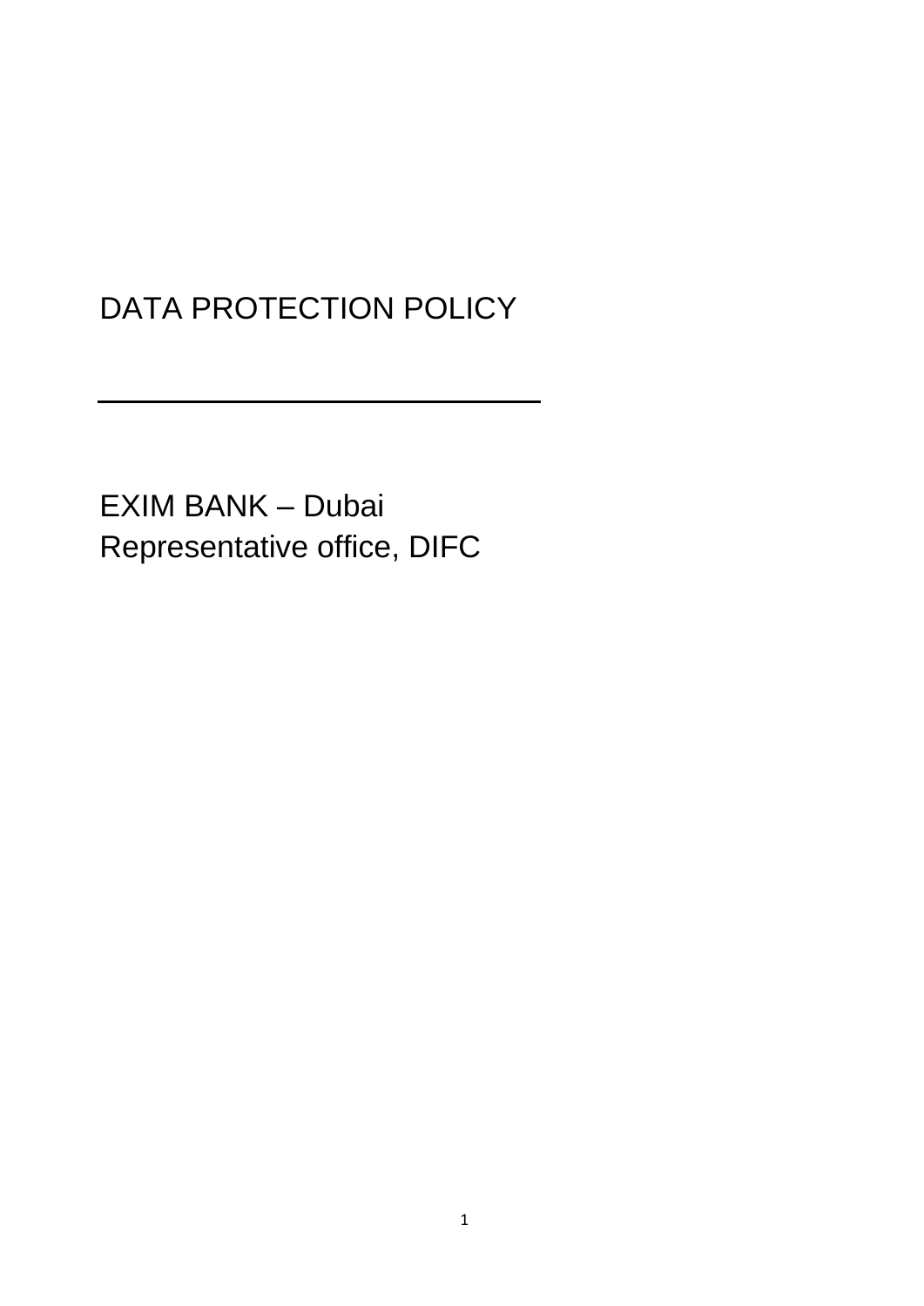# DATA PROTECTION POLICY

---

EXIM BANK – Dubai
Representative office, DIFC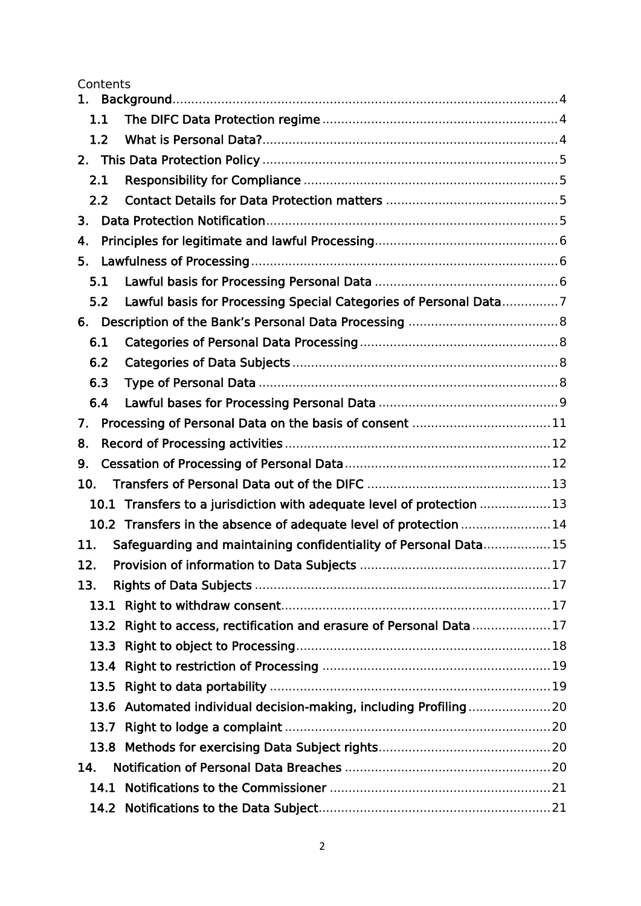Contents

1. Background ........................................................................................................ 4
    1.1 The DIFC Data Protection regime ............................................................... 4
    1.2 What is Personal Data? ............................................................................... 4
2. This Data Protection Policy ............................................................................... 5
    2.1 Responsibility for Compliance .................................................................... 5
    2.2 Contact Details for Data Protection matters .............................................. 5
3. Data Protection Notification .............................................................................. 5
4. Principles for legitimate and lawful Processing ................................................. 6
5. Lawfulness of Processing .................................................................................. 6
    5.1 Lawful basis for Processing Personal Data ................................................. 6
    5.2 Lawful basis for Processing Special Categories of Personal Data ............... 7
6. Description of the Bank's Personal Data Processing ........................................ 8
    6.1 Categories of Personal Data Processing ..................................................... 8
    6.2 Categories of Data Subjects ....................................................................... 8
    6.3 Type of Personal Data ................................................................................ 8
    6.4 Lawful bases for Processing Personal Data ................................................ 9
7. Processing of Personal Data on the basis of consent ..................................... 11
8. Record of Processing activities ....................................................................... 12
9. Cessation of Processing of Personal Data ....................................................... 12
10. Transfers of Personal Data out of the DIFC ................................................. 13
    10.1 Transfers to a jurisdiction with adequate level of protection ................... 13
    10.2 Transfers in the absence of adequate level of protection ........................ 14
11. Safeguarding and maintaining confidentiality of Personal Data .................. 15
12. Provision of information to Data Subjects .................................................... 17
13. Rights of Data Subjects ................................................................................ 17
    13.1 Right to withdraw consent ....................................................................... 17
    13.2 Right to access, rectification and erasure of Personal Data ..................... 17
    13.3 Right to object to Processing ................................................................... 18
    13.4 Right to restriction of Processing ............................................................. 19
    13.5 Right to data portability .......................................................................... 19
    13.6 Automated individual decision-making, including Profiling ...................... 20
    13.7 Right to lodge a complaint ....................................................................... 20
    13.8 Methods for exercising Data Subject rights .............................................. 20
14. Notification of Personal Data Breaches ....................................................... 20
    14.1 Notifications to the Commissioner ........................................................... 21
    14.2 Notifications to the Data Subject ............................................................. 21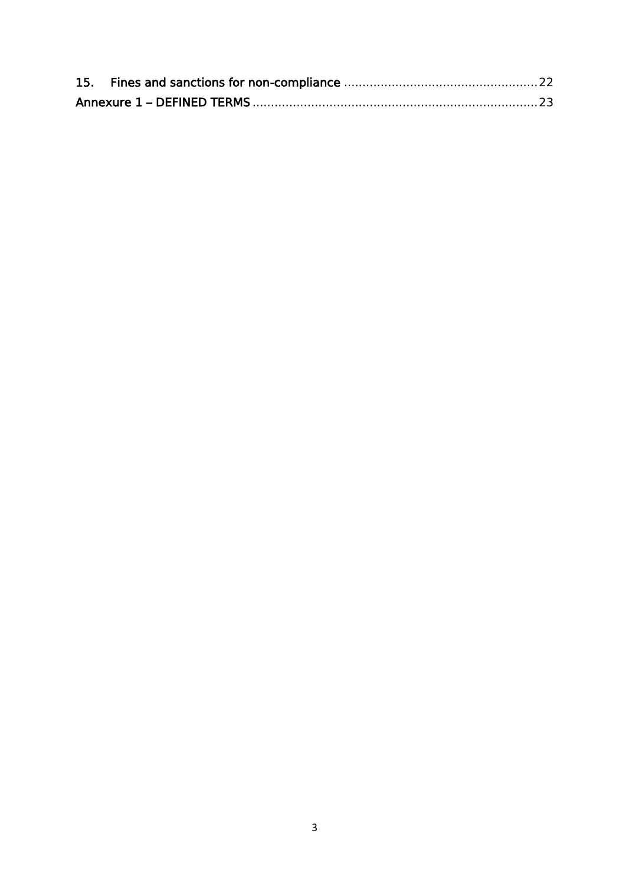15. Fines and sanctions for non-compliance ........................................................ 22

Annexure 1 – DEFINED TERMS ............................................................................ 23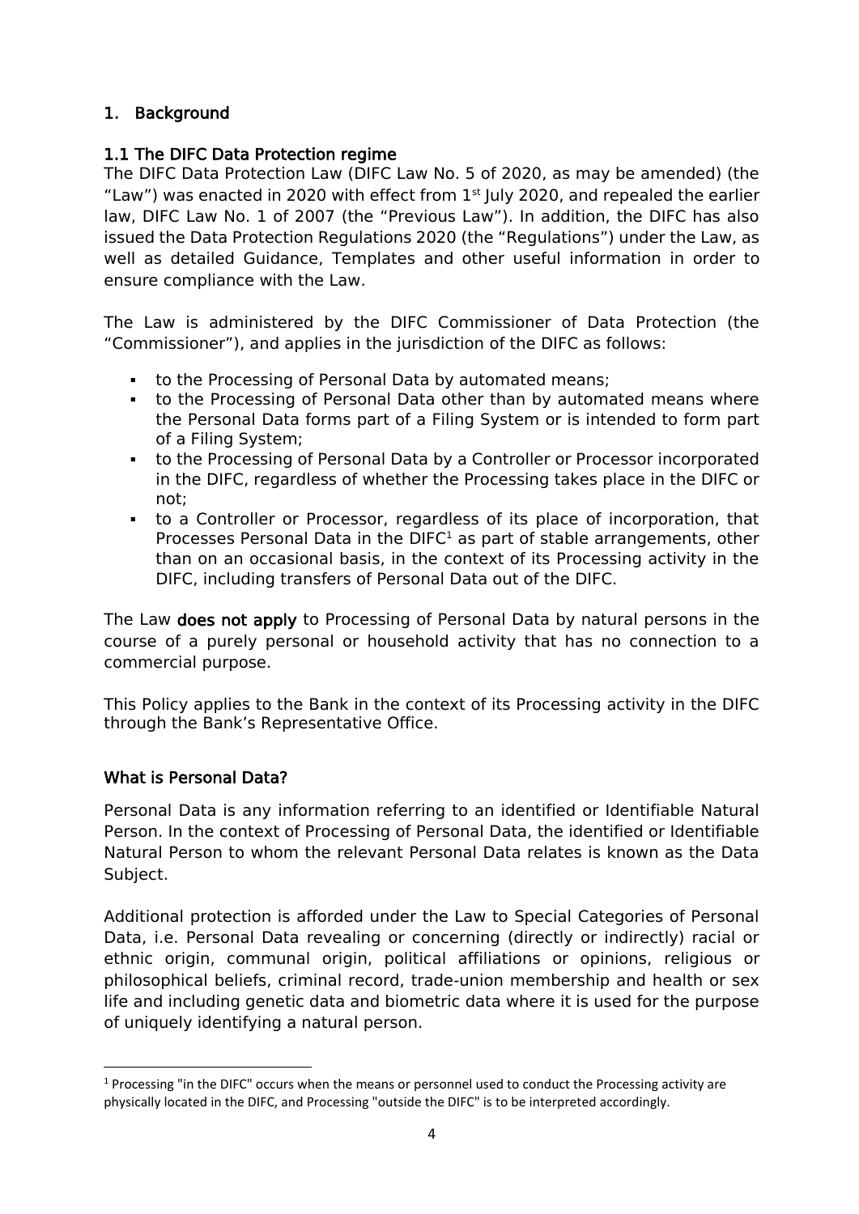## 1. Background

### 1.1 The DIFC Data Protection regime

The DIFC Data Protection Law (DIFC Law No. 5 of 2020, as may be amended) (the "Law") was enacted in 2020 with effect from 1st July 2020, and repealed the earlier law, DIFC Law No. 1 of 2007 (the "Previous Law"). In addition, the DIFC has also issued the Data Protection Regulations 2020 (the "Regulations") under the Law, as well as detailed Guidance, Templates and other useful information in order to ensure compliance with the Law.

The Law is administered by the DIFC Commissioner of Data Protection (the "Commissioner"), and applies in the jurisdiction of the DIFC as follows:

- to the Processing of Personal Data by automated means;
- to the Processing of Personal Data other than by automated means where the Personal Data forms part of a Filing System or is intended to form part of a Filing System;
- to the Processing of Personal Data by a Controller or Processor incorporated in the DIFC, regardless of whether the Processing takes place in the DIFC or not;
- to a Controller or Processor, regardless of its place of incorporation, that Processes Personal Data in the DIFC[1] as part of stable arrangements, other than on an occasional basis, in the context of its Processing activity in the DIFC, including transfers of Personal Data out of the DIFC.

The Law **does not apply** to Processing of Personal Data by natural persons in the course of a purely personal or household activity that has no connection to a commercial purpose.

This Policy applies to the Bank in the context of its Processing activity in the DIFC through the Bank's Representative Office.

### What is Personal Data?

Personal Data is any information referring to an identified or Identifiable Natural Person. In the context of Processing of Personal Data, the identified or Identifiable Natural Person to whom the relevant Personal Data relates is known as the Data Subject.

Additional protection is afforded under the Law to Special Categories of Personal Data, i.e. Personal Data revealing or concerning (directly or indirectly) racial or ethnic origin, communal origin, political affiliations or opinions, religious or philosophical beliefs, criminal record, trade-union membership and health or sex life and including genetic data and biometric data where it is used for the purpose of uniquely identifying a natural person.

---

[1] Processing "in the DIFC" occurs when the means or personnel used to conduct the Processing activity are physically located in the DIFC, and Processing "outside the DIFC" is to be interpreted accordingly.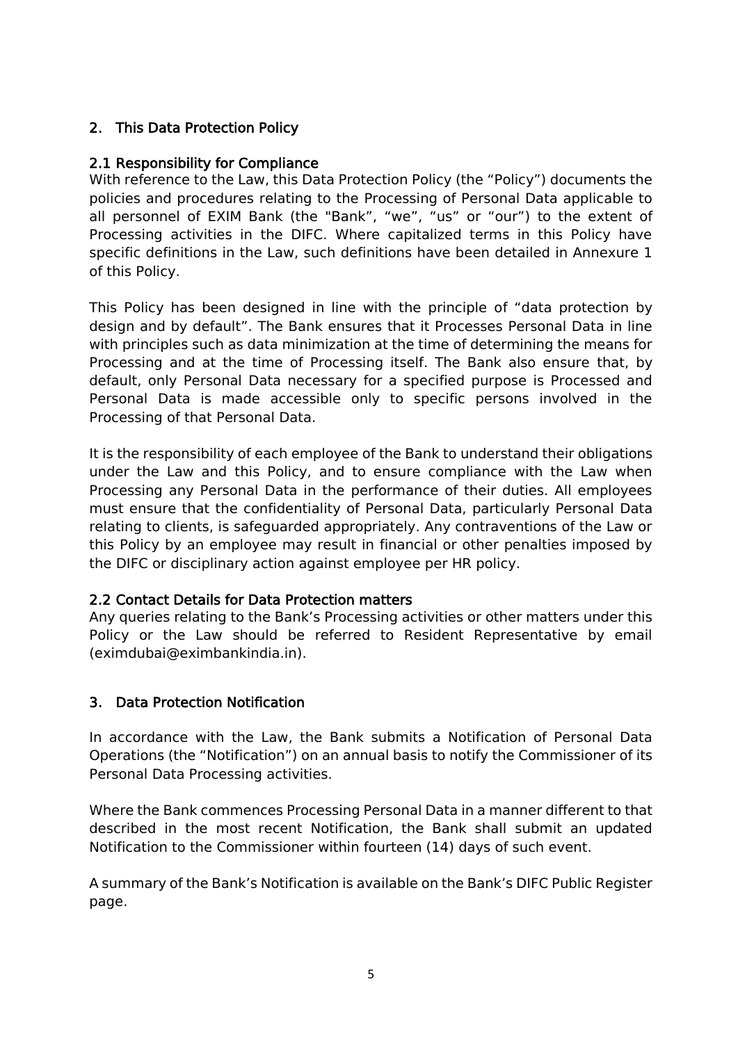## 2. This Data Protection Policy

### 2.1 Responsibility for Compliance

With reference to the Law, this Data Protection Policy (the "Policy") documents the policies and procedures relating to the Processing of Personal Data applicable to all personnel of EXIM Bank (the "Bank", "we", "us" or "our") to the extent of Processing activities in the DIFC. Where capitalized terms in this Policy have specific definitions in the Law, such definitions have been detailed in Annexure 1 of this Policy.

This Policy has been designed in line with the principle of "data protection by design and by default". The Bank ensures that it Processes Personal Data in line with principles such as data minimization at the time of determining the means for Processing and at the time of Processing itself. The Bank also ensure that, by default, only Personal Data necessary for a specified purpose is Processed and Personal Data is made accessible only to specific persons involved in the Processing of that Personal Data.

It is the responsibility of each employee of the Bank to understand their obligations under the Law and this Policy, and to ensure compliance with the Law when Processing any Personal Data in the performance of their duties. All employees must ensure that the confidentiality of Personal Data, particularly Personal Data relating to clients, is safeguarded appropriately. Any contraventions of the Law or this Policy by an employee may result in financial or other penalties imposed by the DIFC or disciplinary action against employee per HR policy.

### 2.2 Contact Details for Data Protection matters

Any queries relating to the Bank's Processing activities or other matters under this Policy or the Law should be referred to Resident Representative by email (eximdubai@eximbankindia.in).

## 3. Data Protection Notification

In accordance with the Law, the Bank submits a Notification of Personal Data Operations (the "Notification") on an annual basis to notify the Commissioner of its Personal Data Processing activities.

Where the Bank commences Processing Personal Data in a manner different to that described in the most recent Notification, the Bank shall submit an updated Notification to the Commissioner within fourteen (14) days of such event.

A summary of the Bank's Notification is available on the Bank's DIFC Public Register page.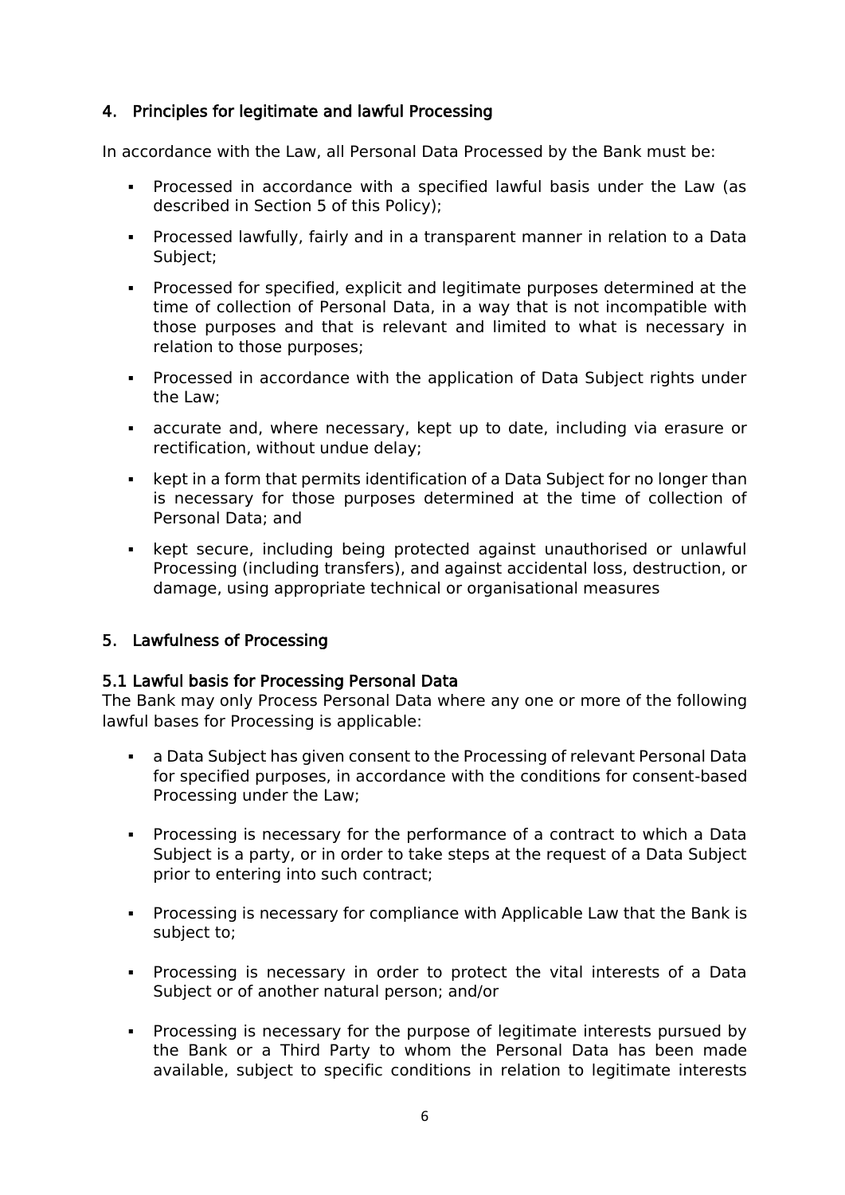## 4. Principles for legitimate and lawful Processing

In accordance with the Law, all Personal Data Processed by the Bank must be:

- Processed in accordance with a specified lawful basis under the Law (as described in Section 5 of this Policy);
- Processed lawfully, fairly and in a transparent manner in relation to a Data Subject;
- Processed for specified, explicit and legitimate purposes determined at the time of collection of Personal Data, in a way that is not incompatible with those purposes and that is relevant and limited to what is necessary in relation to those purposes;
- Processed in accordance with the application of Data Subject rights under the Law;
- accurate and, where necessary, kept up to date, including via erasure or rectification, without undue delay;
- kept in a form that permits identification of a Data Subject for no longer than is necessary for those purposes determined at the time of collection of Personal Data; and
- kept secure, including being protected against unauthorised or unlawful Processing (including transfers), and against accidental loss, destruction, or damage, using appropriate technical or organisational measures

## 5. Lawfulness of Processing

### 5.1 Lawful basis for Processing Personal Data

The Bank may only Process Personal Data where any one or more of the following lawful bases for Processing is applicable:

- a Data Subject has given consent to the Processing of relevant Personal Data for specified purposes, in accordance with the conditions for consent-based Processing under the Law;
- Processing is necessary for the performance of a contract to which a Data Subject is a party, or in order to take steps at the request of a Data Subject prior to entering into such contract;
- Processing is necessary for compliance with Applicable Law that the Bank is subject to;
- Processing is necessary in order to protect the vital interests of a Data Subject or of another natural person; and/or
- Processing is necessary for the purpose of legitimate interests pursued by the Bank or a Third Party to whom the Personal Data has been made available, subject to specific conditions in relation to legitimate interests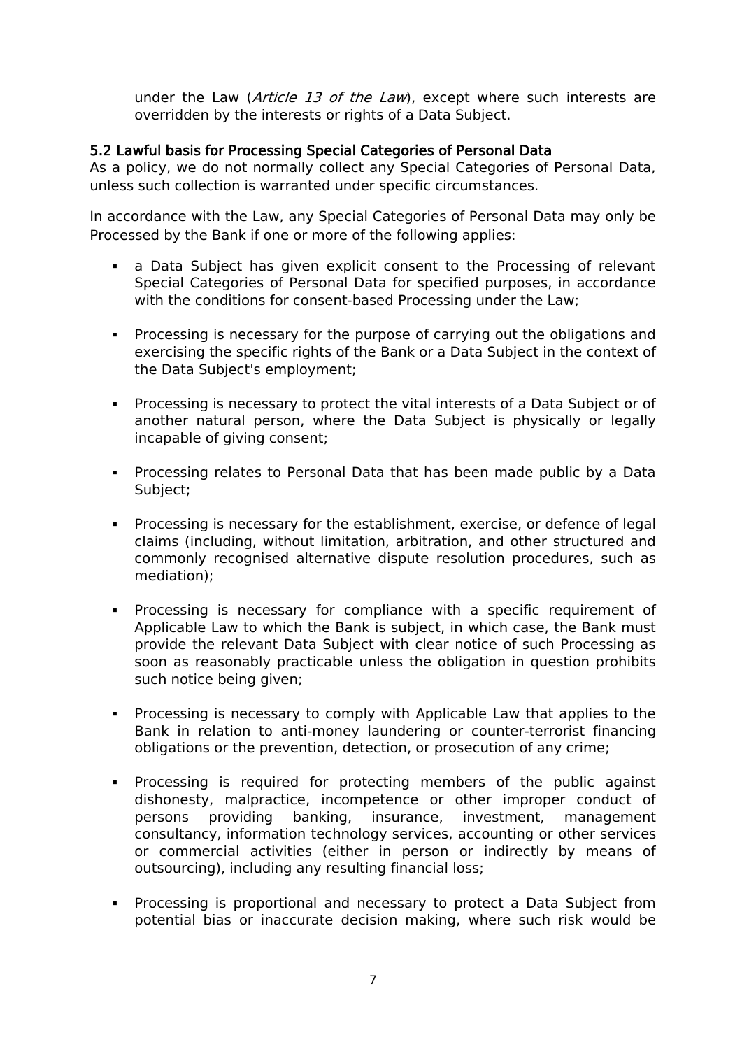under the Law (*Article 13 of the Law*), except where such interests are overridden by the interests or rights of a Data Subject.

### 5.2 Lawful basis for Processing Special Categories of Personal Data

As a policy, we do not normally collect any Special Categories of Personal Data, unless such collection is warranted under specific circumstances.

In accordance with the Law, any Special Categories of Personal Data may only be Processed by the Bank if one or more of the following applies:

- a Data Subject has given explicit consent to the Processing of relevant Special Categories of Personal Data for specified purposes, in accordance with the conditions for consent-based Processing under the Law;
- Processing is necessary for the purpose of carrying out the obligations and exercising the specific rights of the Bank or a Data Subject in the context of the Data Subject's employment;
- Processing is necessary to protect the vital interests of a Data Subject or of another natural person, where the Data Subject is physically or legally incapable of giving consent;
- Processing relates to Personal Data that has been made public by a Data Subject;
- Processing is necessary for the establishment, exercise, or defence of legal claims (including, without limitation, arbitration, and other structured and commonly recognised alternative dispute resolution procedures, such as mediation);
- Processing is necessary for compliance with a specific requirement of Applicable Law to which the Bank is subject, in which case, the Bank must provide the relevant Data Subject with clear notice of such Processing as soon as reasonably practicable unless the obligation in question prohibits such notice being given;
- Processing is necessary to comply with Applicable Law that applies to the Bank in relation to anti-money laundering or counter-terrorist financing obligations or the prevention, detection, or prosecution of any crime;
- Processing is required for protecting members of the public against dishonesty, malpractice, incompetence or other improper conduct of persons providing banking, insurance, investment, management consultancy, information technology services, accounting or other services or commercial activities (either in person or indirectly by means of outsourcing), including any resulting financial loss;
- Processing is proportional and necessary to protect a Data Subject from potential bias or inaccurate decision making, where such risk would be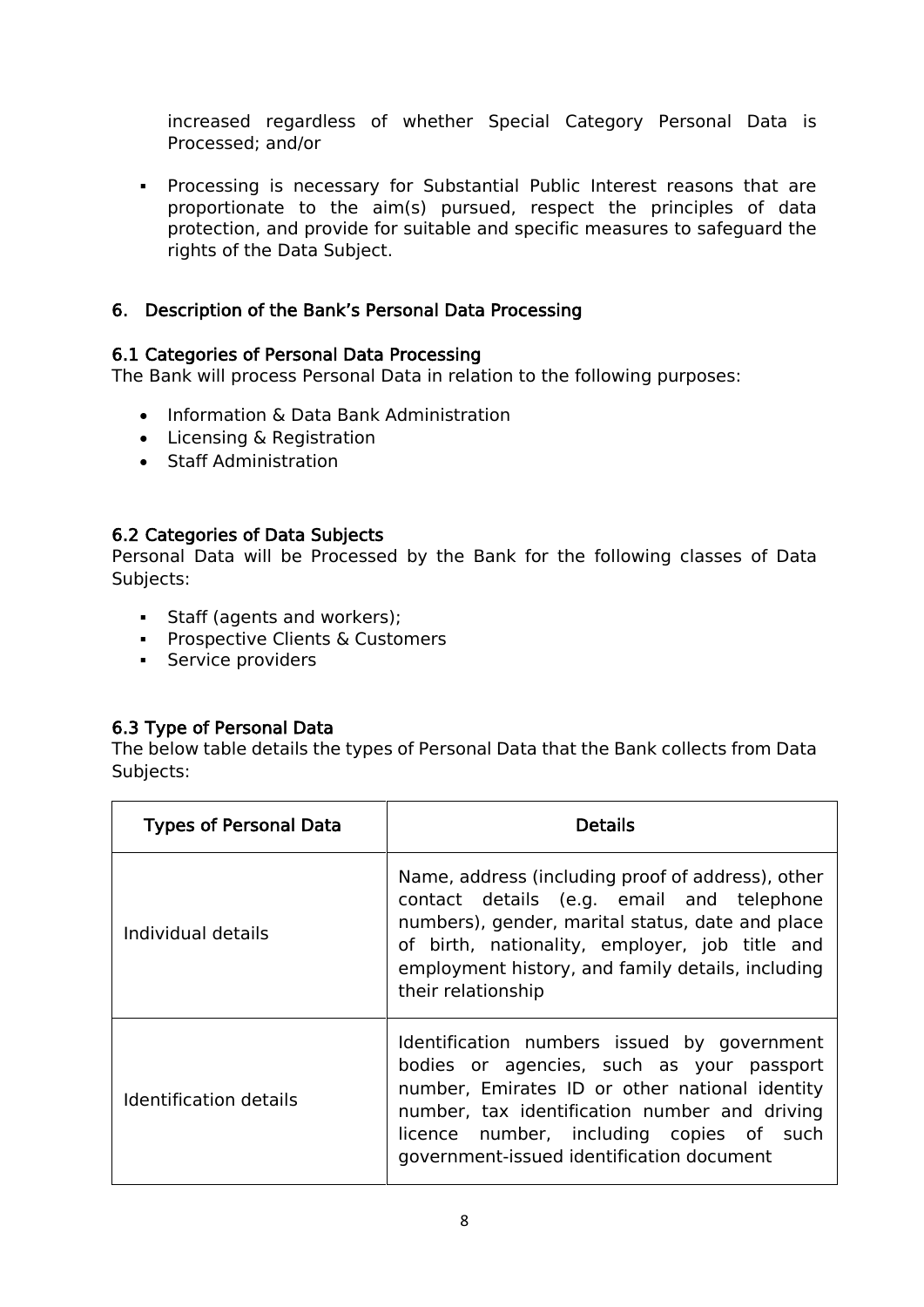increased regardless of whether Special Category Personal Data is Processed; and/or

- Processing is necessary for Substantial Public Interest reasons that are proportionate to the aim(s) pursued, respect the principles of data protection, and provide for suitable and specific measures to safeguard the rights of the Data Subject.

## 6. Description of the Bank's Personal Data Processing

### 6.1 Categories of Personal Data Processing

The Bank will process Personal Data in relation to the following purposes:

- Information & Data Bank Administration
- Licensing & Registration
- Staff Administration

### 6.2 Categories of Data Subjects

Personal Data will be Processed by the Bank for the following classes of Data Subjects:

- Staff (agents and workers);
- Prospective Clients & Customers
- Service providers

### 6.3 Type of Personal Data

The below table details the types of Personal Data that the Bank collects from Data Subjects:

| Types of Personal Data | Details |
| --- | --- |
| Individual details | Name, address (including proof of address), other contact details (e.g. email and telephone numbers), gender, marital status, date and place of birth, nationality, employer, job title and employment history, and family details, including their relationship |
| Identification details | Identification numbers issued by government bodies or agencies, such as your passport number, Emirates ID or other national identity number, tax identification number and driving licence number, including copies of such government-issued identification document |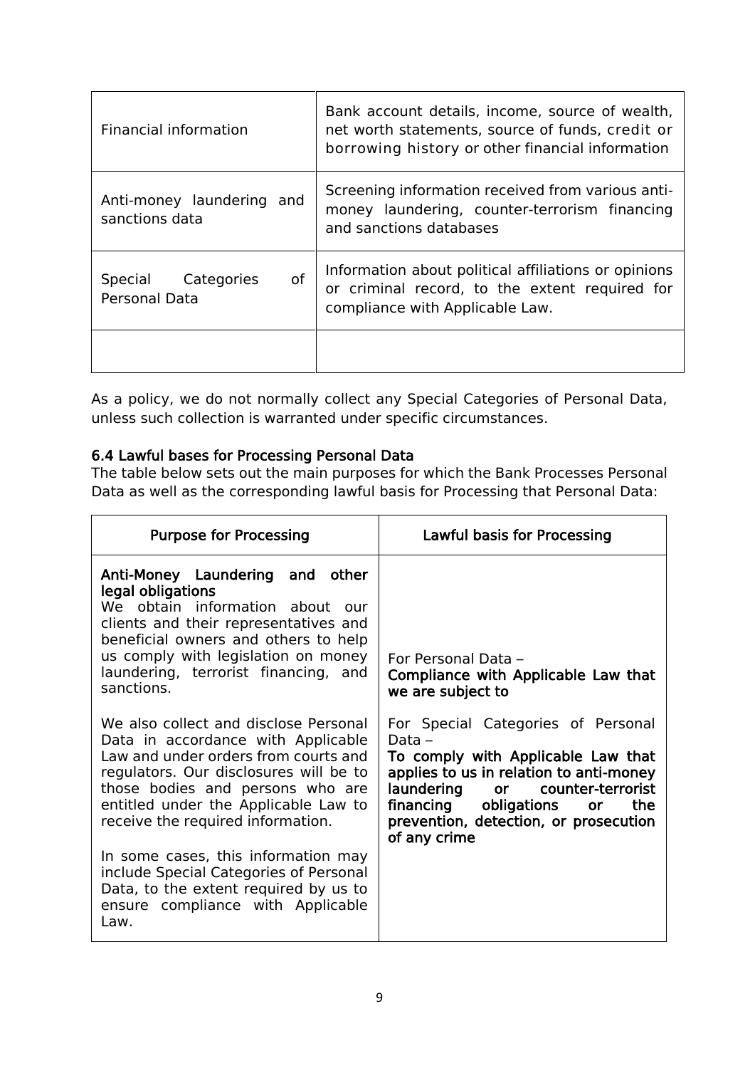| | |
|---|---|
| Financial information | Bank account details, income, source of wealth, net worth statements, source of funds, credit or borrowing history or other financial information |
| Anti-money laundering and sanctions data | Screening information received from various anti-money laundering, counter-terrorism financing and sanctions databases |
| Special Categories of Personal Data | Information about political affiliations or opinions or criminal record, to the extent required for compliance with Applicable Law. |
| | |

As a policy, we do not normally collect any Special Categories of Personal Data, unless such collection is warranted under specific circumstances.

### 6.4 Lawful bases for Processing Personal Data

The table below sets out the main purposes for which the Bank Processes Personal Data as well as the corresponding lawful basis for Processing that Personal Data:

| Purpose for Processing | Lawful basis for Processing |
|---|---|
| **Anti-Money Laundering and other legal obligations**<br>We obtain information about our clients and their representatives and beneficial owners and others to help us comply with legislation on money laundering, terrorist financing, and sanctions.<br><br>We also collect and disclose Personal Data in accordance with Applicable Law and under orders from courts and regulators. Our disclosures will be to those bodies and persons who are entitled under the Applicable Law to receive the required information.<br><br>In some cases, this information may include Special Categories of Personal Data, to the extent required by us to ensure compliance with Applicable Law. | For Personal Data –<br>**Compliance with Applicable Law that we are subject to**<br><br>For Special Categories of Personal Data –<br>**To comply with Applicable Law that applies to us in relation to anti-money laundering or counter-terrorist financing obligations or the prevention, detection, or prosecution of any crime** |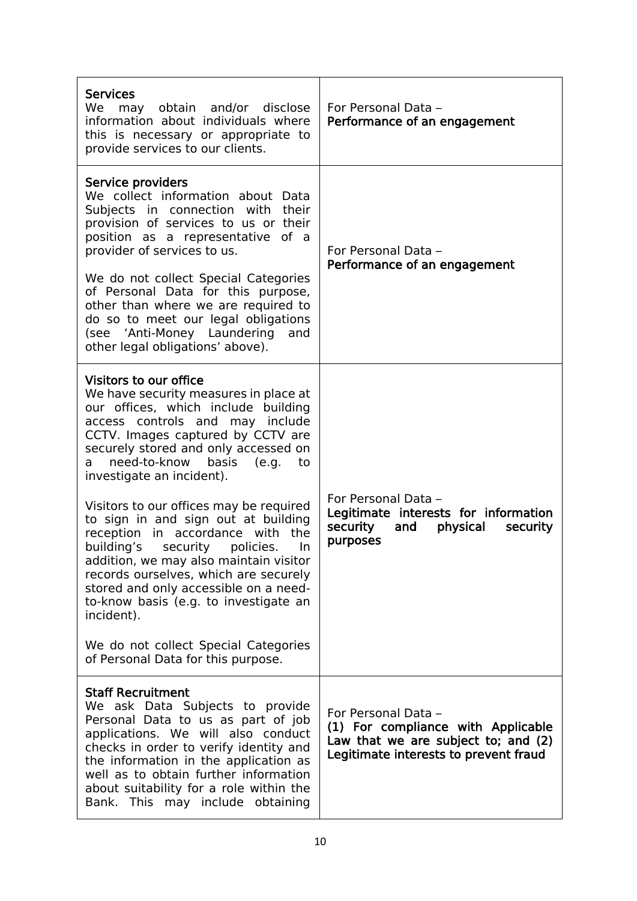| | |
|---|---|
| **Services**<br>We may obtain and/or disclose information about individuals where this is necessary or appropriate to provide services to our clients. | For Personal Data –<br>Performance of an engagement |
| **Service providers**<br>We collect information about Data Subjects in connection with their provision of services to us or their position as a representative of a provider of services to us.<br><br>We do not collect Special Categories of Personal Data for this purpose, other than where we are required to do so to meet our legal obligations (see 'Anti-Money Laundering and other legal obligations' above). | For Personal Data –<br>Performance of an engagement |
| **Visitors to our office**<br>We have security measures in place at our offices, which include building access controls and may include CCTV. Images captured by CCTV are securely stored and only accessed on a need-to-know basis (e.g. to investigate an incident).<br><br>Visitors to our offices may be required to sign in and sign out at building reception in accordance with the building's security policies. In addition, we may also maintain visitor records ourselves, which are securely stored and only accessible on a need-to-know basis (e.g. to investigate an incident).<br><br>We do not collect Special Categories of Personal Data for this purpose. | For Personal Data –<br>Legitimate interests for information security and physical security purposes |
| **Staff Recruitment**<br>We ask Data Subjects to provide Personal Data to us as part of job applications. We will also conduct checks in order to verify identity and the information in the application as well as to obtain further information about suitability for a role within the Bank. This may include obtaining | For Personal Data –<br>(1) For compliance with Applicable Law that we are subject to; and (2) Legitimate interests to prevent fraud |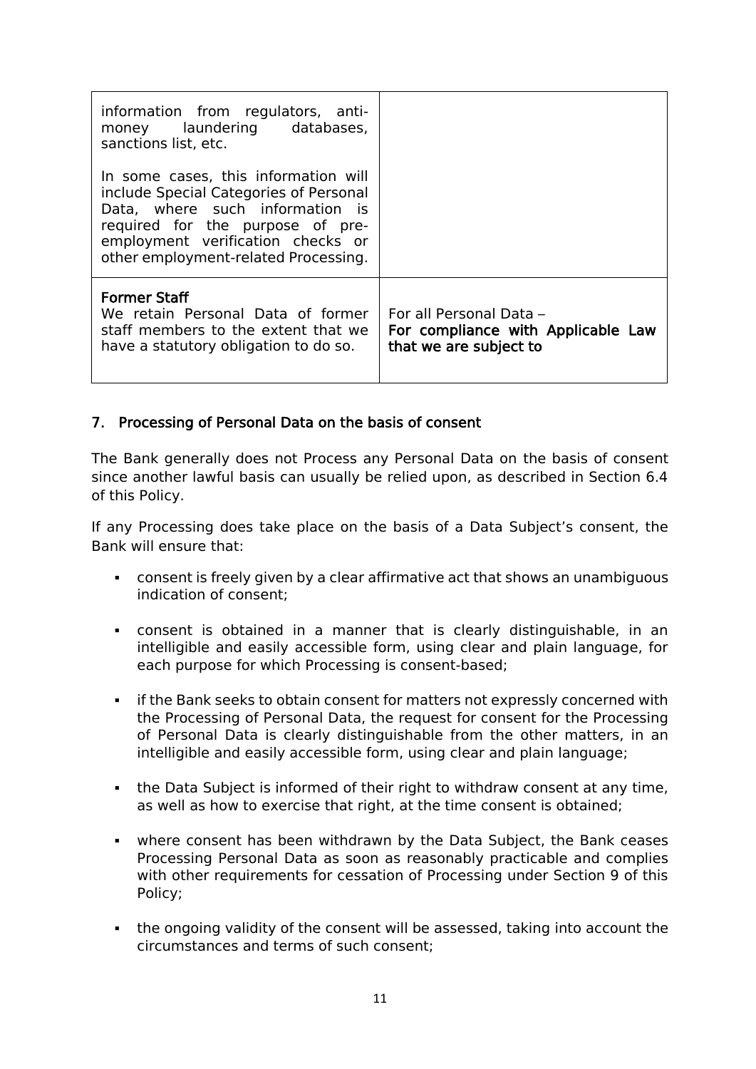| | |
|---|---|
| information from regulators, anti-money laundering databases, sanctions list, etc.<br><br>In some cases, this information will include Special Categories of Personal Data, where such information is required for the purpose of pre-employment verification checks or other employment-related Processing. | |
| **Former Staff**<br>We retain Personal Data of former staff members to the extent that we have a statutory obligation to do so. | For all Personal Data –<br>For compliance with Applicable Law that we are subject to |

## 7. Processing of Personal Data on the basis of consent

The Bank generally does not Process any Personal Data on the basis of consent since another lawful basis can usually be relied upon, as described in Section 6.4 of this Policy.

If any Processing does take place on the basis of a Data Subject's consent, the Bank will ensure that:

- consent is freely given by a clear affirmative act that shows an unambiguous indication of consent;
- consent is obtained in a manner that is clearly distinguishable, in an intelligible and easily accessible form, using clear and plain language, for each purpose for which Processing is consent-based;
- if the Bank seeks to obtain consent for matters not expressly concerned with the Processing of Personal Data, the request for consent for the Processing of Personal Data is clearly distinguishable from the other matters, in an intelligible and easily accessible form, using clear and plain language;
- the Data Subject is informed of their right to withdraw consent at any time, as well as how to exercise that right, at the time consent is obtained;
- where consent has been withdrawn by the Data Subject, the Bank ceases Processing Personal Data as soon as reasonably practicable and complies with other requirements for cessation of Processing under Section 9 of this Policy;
- the ongoing validity of the consent will be assessed, taking into account the circumstances and terms of such consent;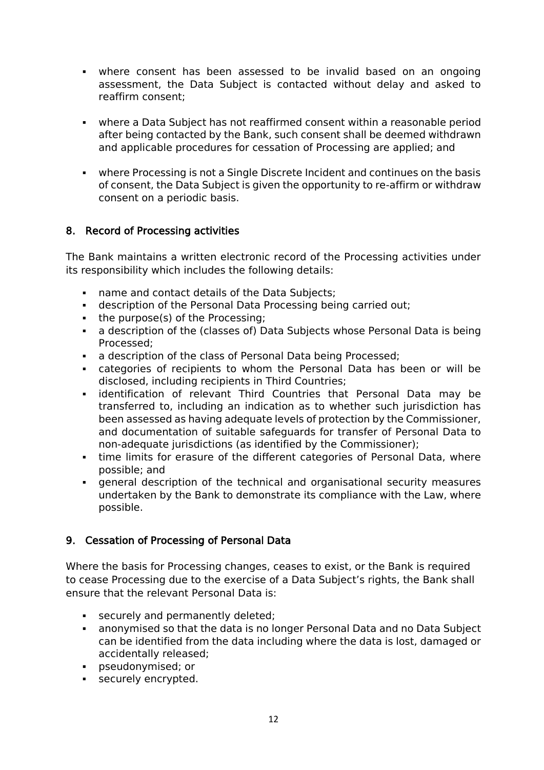- where consent has been assessed to be invalid based on an ongoing assessment, the Data Subject is contacted without delay and asked to reaffirm consent;
- where a Data Subject has not reaffirmed consent within a reasonable period after being contacted by the Bank, such consent shall be deemed withdrawn and applicable procedures for cessation of Processing are applied; and
- where Processing is not a Single Discrete Incident and continues on the basis of consent, the Data Subject is given the opportunity to re-affirm or withdraw consent on a periodic basis.

## 8. Record of Processing activities

The Bank maintains a written electronic record of the Processing activities under its responsibility which includes the following details:

- name and contact details of the Data Subjects;
- description of the Personal Data Processing being carried out;
- the purpose(s) of the Processing;
- a description of the (classes of) Data Subjects whose Personal Data is being Processed;
- a description of the class of Personal Data being Processed;
- categories of recipients to whom the Personal Data has been or will be disclosed, including recipients in Third Countries;
- identification of relevant Third Countries that Personal Data may be transferred to, including an indication as to whether such jurisdiction has been assessed as having adequate levels of protection by the Commissioner, and documentation of suitable safeguards for transfer of Personal Data to non-adequate jurisdictions (as identified by the Commissioner);
- time limits for erasure of the different categories of Personal Data, where possible; and
- general description of the technical and organisational security measures undertaken by the Bank to demonstrate its compliance with the Law, where possible.

## 9. Cessation of Processing of Personal Data

Where the basis for Processing changes, ceases to exist, or the Bank is required to cease Processing due to the exercise of a Data Subject's rights, the Bank shall ensure that the relevant Personal Data is:

- securely and permanently deleted;
- anonymised so that the data is no longer Personal Data and no Data Subject can be identified from the data including where the data is lost, damaged or accidentally released;
- pseudonymised; or
- securely encrypted.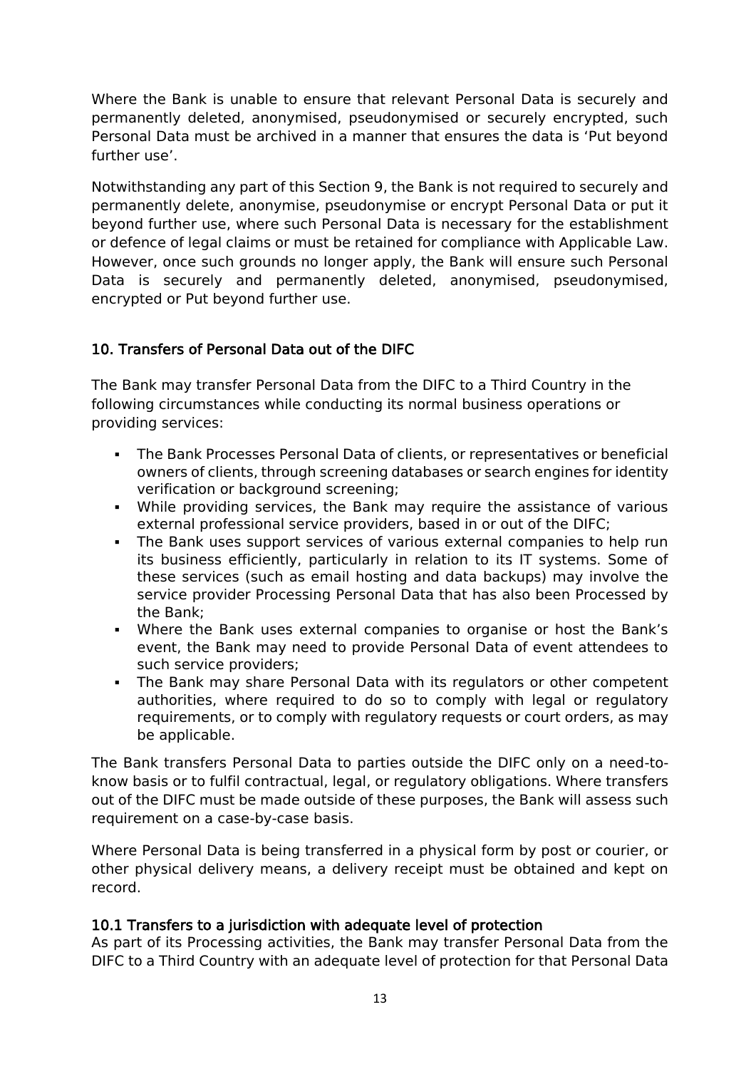Where the Bank is unable to ensure that relevant Personal Data is securely and permanently deleted, anonymised, pseudonymised or securely encrypted, such Personal Data must be archived in a manner that ensures the data is 'Put beyond further use'.

Notwithstanding any part of this Section 9, the Bank is not required to securely and permanently delete, anonymise, pseudonymise or encrypt Personal Data or put it beyond further use, where such Personal Data is necessary for the establishment or defence of legal claims or must be retained for compliance with Applicable Law. However, once such grounds no longer apply, the Bank will ensure such Personal Data is securely and permanently deleted, anonymised, pseudonymised, encrypted or Put beyond further use.

## 10. Transfers of Personal Data out of the DIFC

The Bank may transfer Personal Data from the DIFC to a Third Country in the following circumstances while conducting its normal business operations or providing services:

- The Bank Processes Personal Data of clients, or representatives or beneficial owners of clients, through screening databases or search engines for identity verification or background screening;
- While providing services, the Bank may require the assistance of various external professional service providers, based in or out of the DIFC;
- The Bank uses support services of various external companies to help run its business efficiently, particularly in relation to its IT systems. Some of these services (such as email hosting and data backups) may involve the service provider Processing Personal Data that has also been Processed by the Bank;
- Where the Bank uses external companies to organise or host the Bank's event, the Bank may need to provide Personal Data of event attendees to such service providers;
- The Bank may share Personal Data with its regulators or other competent authorities, where required to do so to comply with legal or regulatory requirements, or to comply with regulatory requests or court orders, as may be applicable.

The Bank transfers Personal Data to parties outside the DIFC only on a need-to-know basis or to fulfil contractual, legal, or regulatory obligations. Where transfers out of the DIFC must be made outside of these purposes, the Bank will assess such requirement on a case-by-case basis.

Where Personal Data is being transferred in a physical form by post or courier, or other physical delivery means, a delivery receipt must be obtained and kept on record.

### 10.1 Transfers to a jurisdiction with adequate level of protection

As part of its Processing activities, the Bank may transfer Personal Data from the DIFC to a Third Country with an adequate level of protection for that Personal Data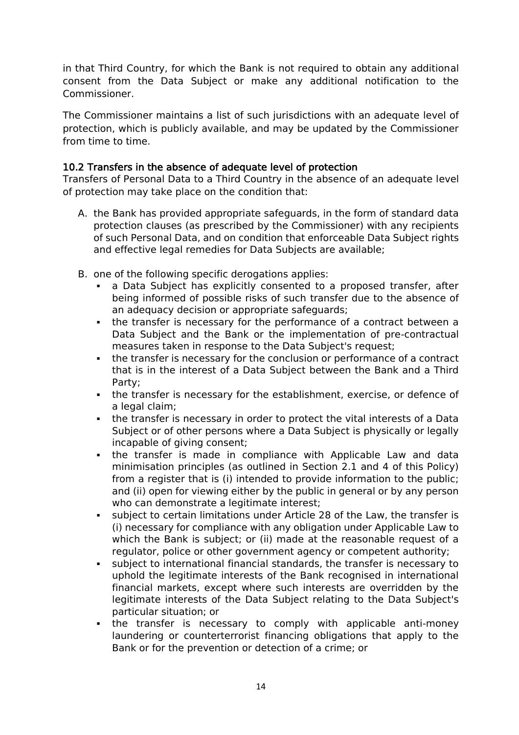in that Third Country, for which the Bank is not required to obtain any additional consent from the Data Subject or make any additional notification to the Commissioner.

The Commissioner maintains a list of such jurisdictions with an adequate level of protection, which is publicly available, and may be updated by the Commissioner from time to time.

### 10.2 Transfers in the absence of adequate level of protection

Transfers of Personal Data to a Third Country in the absence of an adequate level of protection may take place on the condition that:

A. the Bank has provided appropriate safeguards, in the form of standard data protection clauses (as prescribed by the Commissioner) with any recipients of such Personal Data, and on condition that enforceable Data Subject rights and effective legal remedies for Data Subjects are available;

B. one of the following specific derogations applies:
   - a Data Subject has explicitly consented to a proposed transfer, after being informed of possible risks of such transfer due to the absence of an adequacy decision or appropriate safeguards;
   - the transfer is necessary for the performance of a contract between a Data Subject and the Bank or the implementation of pre-contractual measures taken in response to the Data Subject's request;
   - the transfer is necessary for the conclusion or performance of a contract that is in the interest of a Data Subject between the Bank and a Third Party;
   - the transfer is necessary for the establishment, exercise, or defence of a legal claim;
   - the transfer is necessary in order to protect the vital interests of a Data Subject or of other persons where a Data Subject is physically or legally incapable of giving consent;
   - the transfer is made in compliance with Applicable Law and data minimisation principles (as outlined in Section 2.1 and 4 of this Policy) from a register that is (i) intended to provide information to the public; and (ii) open for viewing either by the public in general or by any person who can demonstrate a legitimate interest;
   - subject to certain limitations under Article 28 of the Law, the transfer is (i) necessary for compliance with any obligation under Applicable Law to which the Bank is subject; or (ii) made at the reasonable request of a regulator, police or other government agency or competent authority;
   - subject to international financial standards, the transfer is necessary to uphold the legitimate interests of the Bank recognised in international financial markets, except where such interests are overridden by the legitimate interests of the Data Subject relating to the Data Subject's particular situation; or
   - the transfer is necessary to comply with applicable anti-money laundering or counterterrorist financing obligations that apply to the Bank or for the prevention or detection of a crime; or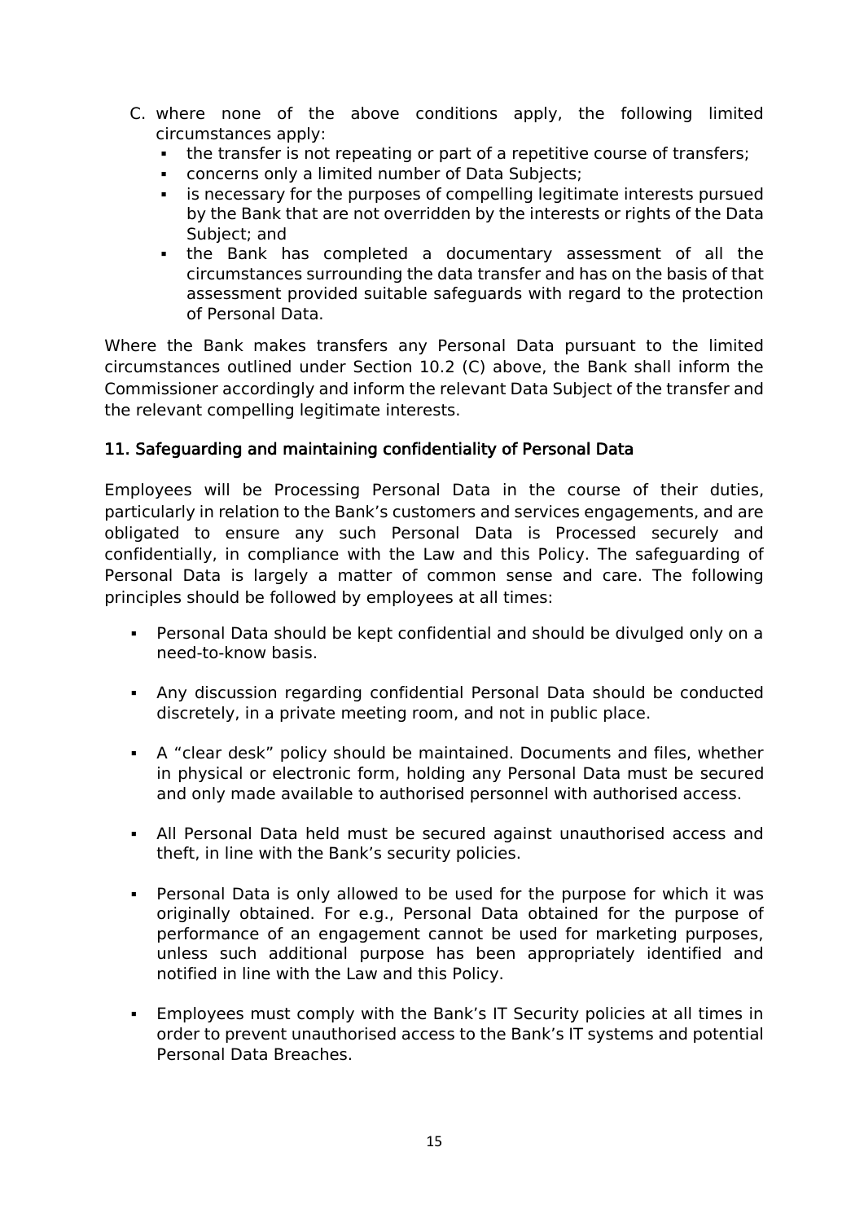C. where none of the above conditions apply, the following limited circumstances apply:
   - the transfer is not repeating or part of a repetitive course of transfers;
   - concerns only a limited number of Data Subjects;
   - is necessary for the purposes of compelling legitimate interests pursued by the Bank that are not overridden by the interests or rights of the Data Subject; and
   - the Bank has completed a documentary assessment of all the circumstances surrounding the data transfer and has on the basis of that assessment provided suitable safeguards with regard to the protection of Personal Data.

Where the Bank makes transfers any Personal Data pursuant to the limited circumstances outlined under Section 10.2 (C) above, the Bank shall inform the Commissioner accordingly and inform the relevant Data Subject of the transfer and the relevant compelling legitimate interests.

## 11. Safeguarding and maintaining confidentiality of Personal Data

Employees will be Processing Personal Data in the course of their duties, particularly in relation to the Bank's customers and services engagements, and are obligated to ensure any such Personal Data is Processed securely and confidentially, in compliance with the Law and this Policy. The safeguarding of Personal Data is largely a matter of common sense and care. The following principles should be followed by employees at all times:

- Personal Data should be kept confidential and should be divulged only on a need-to-know basis.
- Any discussion regarding confidential Personal Data should be conducted discretely, in a private meeting room, and not in public place.
- A "clear desk" policy should be maintained. Documents and files, whether in physical or electronic form, holding any Personal Data must be secured and only made available to authorised personnel with authorised access.
- All Personal Data held must be secured against unauthorised access and theft, in line with the Bank's security policies.
- Personal Data is only allowed to be used for the purpose for which it was originally obtained. For e.g., Personal Data obtained for the purpose of performance of an engagement cannot be used for marketing purposes, unless such additional purpose has been appropriately identified and notified in line with the Law and this Policy.
- Employees must comply with the Bank's IT Security policies at all times in order to prevent unauthorised access to the Bank's IT systems and potential Personal Data Breaches.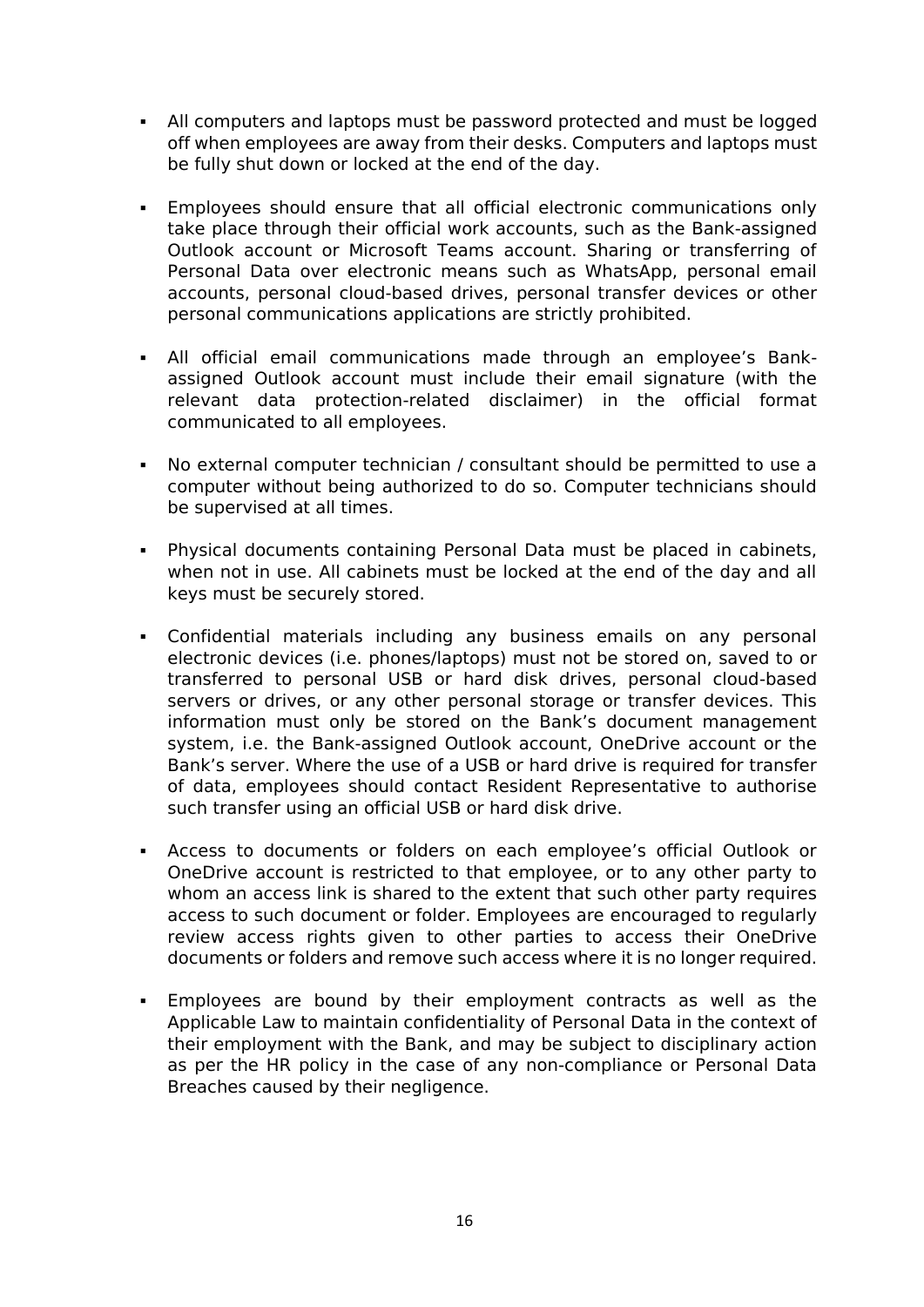- All computers and laptops must be password protected and must be logged off when employees are away from their desks. Computers and laptops must be fully shut down or locked at the end of the day.

- Employees should ensure that all official electronic communications only take place through their official work accounts, such as the Bank-assigned Outlook account or Microsoft Teams account. Sharing or transferring of Personal Data over electronic means such as WhatsApp, personal email accounts, personal cloud-based drives, personal transfer devices or other personal communications applications are strictly prohibited.

- All official email communications made through an employee's Bank-assigned Outlook account must include their email signature (with the relevant data protection-related disclaimer) in the official format communicated to all employees.

- No external computer technician / consultant should be permitted to use a computer without being authorized to do so. Computer technicians should be supervised at all times.

- Physical documents containing Personal Data must be placed in cabinets, when not in use. All cabinets must be locked at the end of the day and all keys must be securely stored.

- Confidential materials including any business emails on any personal electronic devices (i.e. phones/laptops) must not be stored on, saved to or transferred to personal USB or hard disk drives, personal cloud-based servers or drives, or any other personal storage or transfer devices. This information must only be stored on the Bank's document management system, i.e. the Bank-assigned Outlook account, OneDrive account or the Bank's server. Where the use of a USB or hard drive is required for transfer of data, employees should contact Resident Representative to authorise such transfer using an official USB or hard disk drive.

- Access to documents or folders on each employee's official Outlook or OneDrive account is restricted to that employee, or to any other party to whom an access link is shared to the extent that such other party requires access to such document or folder. Employees are encouraged to regularly review access rights given to other parties to access their OneDrive documents or folders and remove such access where it is no longer required.

- Employees are bound by their employment contracts as well as the Applicable Law to maintain confidentiality of Personal Data in the context of their employment with the Bank, and may be subject to disciplinary action as per the HR policy in the case of any non-compliance or Personal Data Breaches caused by their negligence.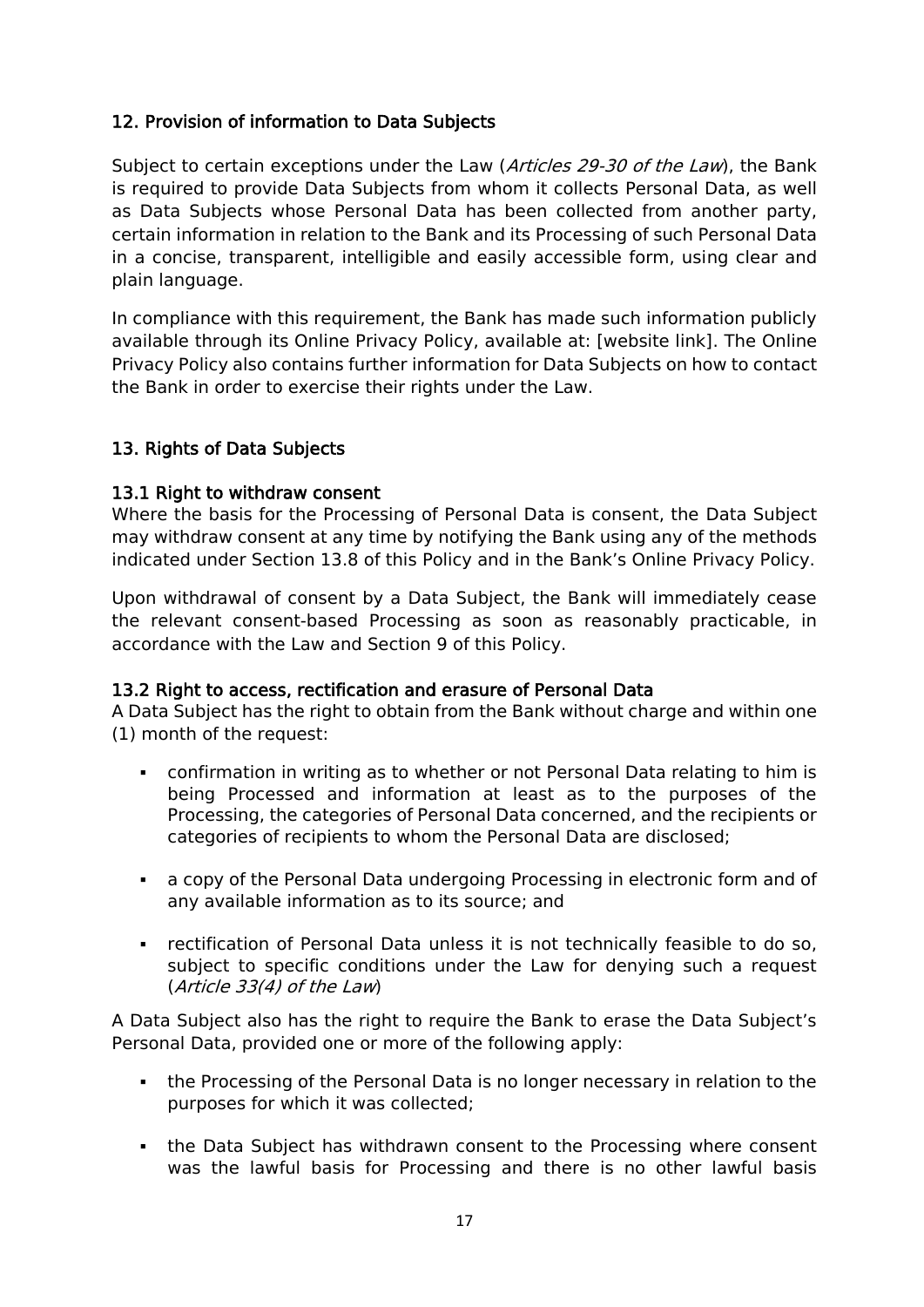## 12. Provision of information to Data Subjects

Subject to certain exceptions under the Law (*Articles 29-30 of the Law*), the Bank is required to provide Data Subjects from whom it collects Personal Data, as well as Data Subjects whose Personal Data has been collected from another party, certain information in relation to the Bank and its Processing of such Personal Data in a concise, transparent, intelligible and easily accessible form, using clear and plain language.

In compliance with this requirement, the Bank has made such information publicly available through its Online Privacy Policy, available at: [website link]. The Online Privacy Policy also contains further information for Data Subjects on how to contact the Bank in order to exercise their rights under the Law.

## 13. Rights of Data Subjects

### 13.1 Right to withdraw consent

Where the basis for the Processing of Personal Data is consent, the Data Subject may withdraw consent at any time by notifying the Bank using any of the methods indicated under Section 13.8 of this Policy and in the Bank's Online Privacy Policy.

Upon withdrawal of consent by a Data Subject, the Bank will immediately cease the relevant consent-based Processing as soon as reasonably practicable, in accordance with the Law and Section 9 of this Policy.

### 13.2 Right to access, rectification and erasure of Personal Data

A Data Subject has the right to obtain from the Bank without charge and within one (1) month of the request:

- confirmation in writing as to whether or not Personal Data relating to him is being Processed and information at least as to the purposes of the Processing, the categories of Personal Data concerned, and the recipients or categories of recipients to whom the Personal Data are disclosed;
- a copy of the Personal Data undergoing Processing in electronic form and of any available information as to its source; and
- rectification of Personal Data unless it is not technically feasible to do so, subject to specific conditions under the Law for denying such a request (*Article 33(4) of the Law*)

A Data Subject also has the right to require the Bank to erase the Data Subject's Personal Data, provided one or more of the following apply:

- the Processing of the Personal Data is no longer necessary in relation to the purposes for which it was collected;
- the Data Subject has withdrawn consent to the Processing where consent was the lawful basis for Processing and there is no other lawful basis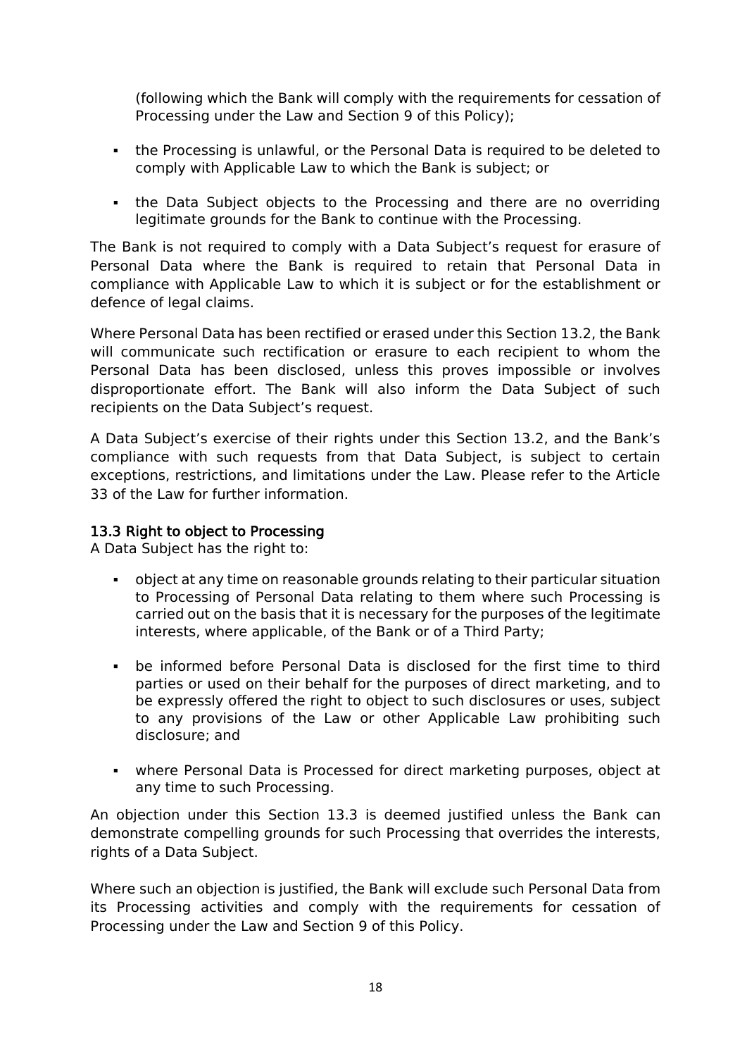(following which the Bank will comply with the requirements for cessation of Processing under the Law and Section 9 of this Policy);

- the Processing is unlawful, or the Personal Data is required to be deleted to comply with Applicable Law to which the Bank is subject; or
- the Data Subject objects to the Processing and there are no overriding legitimate grounds for the Bank to continue with the Processing.

The Bank is not required to comply with a Data Subject's request for erasure of Personal Data where the Bank is required to retain that Personal Data in compliance with Applicable Law to which it is subject or for the establishment or defence of legal claims.

Where Personal Data has been rectified or erased under this Section 13.2, the Bank will communicate such rectification or erasure to each recipient to whom the Personal Data has been disclosed, unless this proves impossible or involves disproportionate effort. The Bank will also inform the Data Subject of such recipients on the Data Subject's request.

A Data Subject's exercise of their rights under this Section 13.2, and the Bank's compliance with such requests from that Data Subject, is subject to certain exceptions, restrictions, and limitations under the Law. Please refer to the Article 33 of the Law for further information.

### 13.3 Right to object to Processing

A Data Subject has the right to:

- object at any time on reasonable grounds relating to their particular situation to Processing of Personal Data relating to them where such Processing is carried out on the basis that it is necessary for the purposes of the legitimate interests, where applicable, of the Bank or of a Third Party;
- be informed before Personal Data is disclosed for the first time to third parties or used on their behalf for the purposes of direct marketing, and to be expressly offered the right to object to such disclosures or uses, subject to any provisions of the Law or other Applicable Law prohibiting such disclosure; and
- where Personal Data is Processed for direct marketing purposes, object at any time to such Processing.

An objection under this Section 13.3 is deemed justified unless the Bank can demonstrate compelling grounds for such Processing that overrides the interests, rights of a Data Subject.

Where such an objection is justified, the Bank will exclude such Personal Data from its Processing activities and comply with the requirements for cessation of Processing under the Law and Section 9 of this Policy.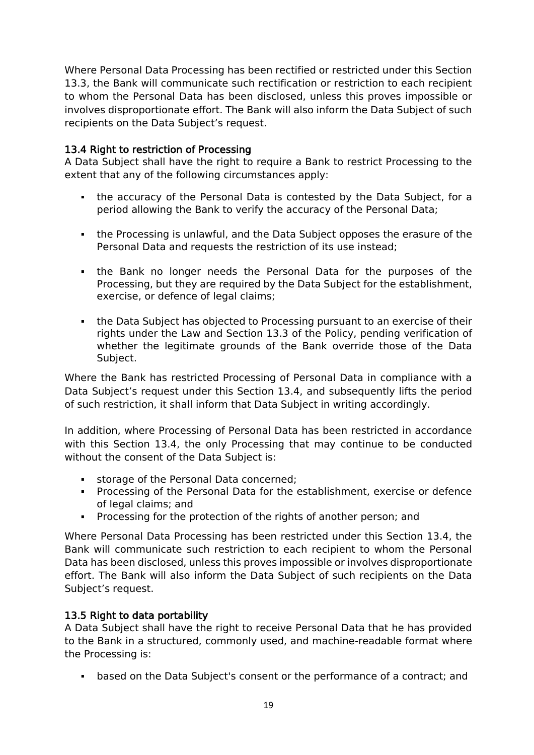Where Personal Data Processing has been rectified or restricted under this Section 13.3, the Bank will communicate such rectification or restriction to each recipient to whom the Personal Data has been disclosed, unless this proves impossible or involves disproportionate effort. The Bank will also inform the Data Subject of such recipients on the Data Subject's request.

### 13.4 Right to restriction of Processing

A Data Subject shall have the right to require a Bank to restrict Processing to the extent that any of the following circumstances apply:

- the accuracy of the Personal Data is contested by the Data Subject, for a period allowing the Bank to verify the accuracy of the Personal Data;
- the Processing is unlawful, and the Data Subject opposes the erasure of the Personal Data and requests the restriction of its use instead;
- the Bank no longer needs the Personal Data for the purposes of the Processing, but they are required by the Data Subject for the establishment, exercise, or defence of legal claims;
- the Data Subject has objected to Processing pursuant to an exercise of their rights under the Law and Section 13.3 of the Policy, pending verification of whether the legitimate grounds of the Bank override those of the Data Subject.

Where the Bank has restricted Processing of Personal Data in compliance with a Data Subject's request under this Section 13.4, and subsequently lifts the period of such restriction, it shall inform that Data Subject in writing accordingly.

In addition, where Processing of Personal Data has been restricted in accordance with this Section 13.4, the only Processing that may continue to be conducted without the consent of the Data Subject is:

- storage of the Personal Data concerned;
- Processing of the Personal Data for the establishment, exercise or defence of legal claims; and
- Processing for the protection of the rights of another person; and

Where Personal Data Processing has been restricted under this Section 13.4, the Bank will communicate such restriction to each recipient to whom the Personal Data has been disclosed, unless this proves impossible or involves disproportionate effort. The Bank will also inform the Data Subject of such recipients on the Data Subject's request.

### 13.5 Right to data portability

A Data Subject shall have the right to receive Personal Data that he has provided to the Bank in a structured, commonly used, and machine-readable format where the Processing is:

- based on the Data Subject's consent or the performance of a contract; and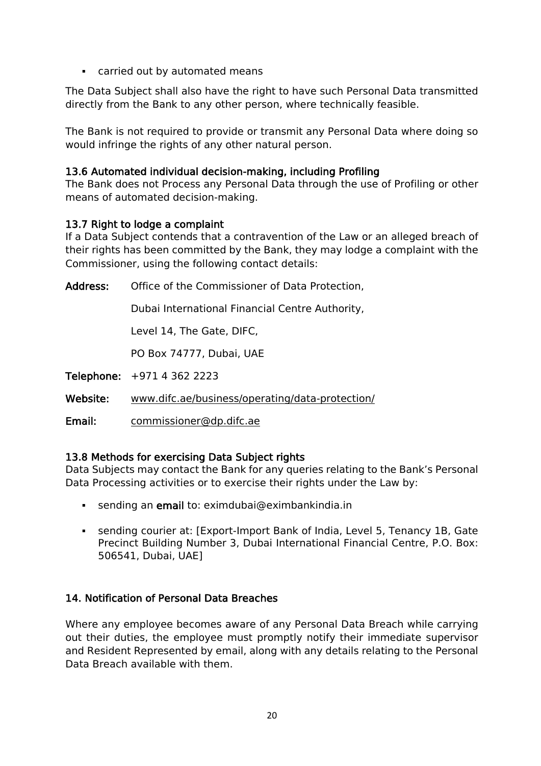- carried out by automated means

The Data Subject shall also have the right to have such Personal Data transmitted directly from the Bank to any other person, where technically feasible.

The Bank is not required to provide or transmit any Personal Data where doing so would infringe the rights of any other natural person.

### 13.6 Automated individual decision-making, including Profiling

The Bank does not Process any Personal Data through the use of Profiling or other means of automated decision-making.

### 13.7 Right to lodge a complaint

If a Data Subject contends that a contravention of the Law or an alleged breach of their rights has been committed by the Bank, they may lodge a complaint with the Commissioner, using the following contact details:

**Address:** Office of the Commissioner of Data Protection,

Dubai International Financial Centre Authority,

Level 14, The Gate, DIFC,

PO Box 74777, Dubai, UAE

**Telephone:** +971 4 362 2223

**Website:** www.difc.ae/business/operating/data-protection/

**Email:** commissioner@dp.difc.ae

### 13.8 Methods for exercising Data Subject rights

Data Subjects may contact the Bank for any queries relating to the Bank's Personal Data Processing activities or to exercise their rights under the Law by:

- sending an **email** to: eximdubai@eximbankindia.in
- sending courier at: [Export-Import Bank of India, Level 5, Tenancy 1B, Gate Precinct Building Number 3, Dubai International Financial Centre, P.O. Box: 506541, Dubai, UAE]

## 14. Notification of Personal Data Breaches

Where any employee becomes aware of any Personal Data Breach while carrying out their duties, the employee must promptly notify their immediate supervisor and Resident Represented by email, along with any details relating to the Personal Data Breach available with them.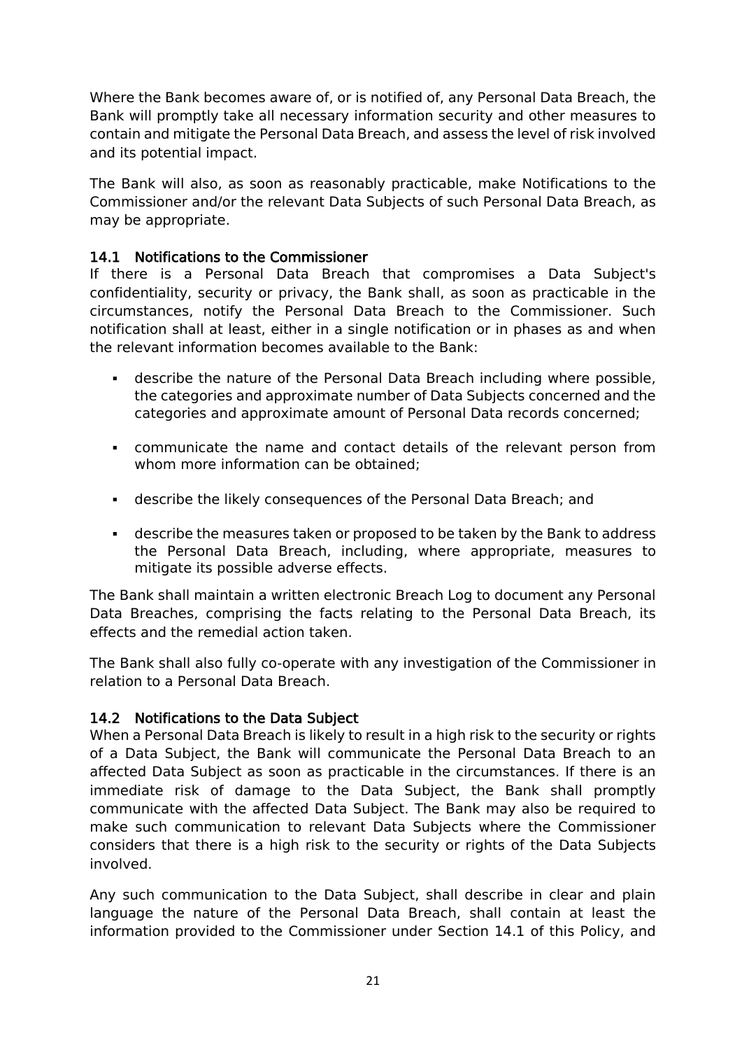Where the Bank becomes aware of, or is notified of, any Personal Data Breach, the Bank will promptly take all necessary information security and other measures to contain and mitigate the Personal Data Breach, and assess the level of risk involved and its potential impact.

The Bank will also, as soon as reasonably practicable, make Notifications to the Commissioner and/or the relevant Data Subjects of such Personal Data Breach, as may be appropriate.

### 14.1 Notifications to the Commissioner

If there is a Personal Data Breach that compromises a Data Subject's confidentiality, security or privacy, the Bank shall, as soon as practicable in the circumstances, notify the Personal Data Breach to the Commissioner. Such notification shall at least, either in a single notification or in phases as and when the relevant information becomes available to the Bank:

- describe the nature of the Personal Data Breach including where possible, the categories and approximate number of Data Subjects concerned and the categories and approximate amount of Personal Data records concerned;
- communicate the name and contact details of the relevant person from whom more information can be obtained;
- describe the likely consequences of the Personal Data Breach; and
- describe the measures taken or proposed to be taken by the Bank to address the Personal Data Breach, including, where appropriate, measures to mitigate its possible adverse effects.

The Bank shall maintain a written electronic Breach Log to document any Personal Data Breaches, comprising the facts relating to the Personal Data Breach, its effects and the remedial action taken.

The Bank shall also fully co-operate with any investigation of the Commissioner in relation to a Personal Data Breach.

### 14.2 Notifications to the Data Subject

When a Personal Data Breach is likely to result in a high risk to the security or rights of a Data Subject, the Bank will communicate the Personal Data Breach to an affected Data Subject as soon as practicable in the circumstances. If there is an immediate risk of damage to the Data Subject, the Bank shall promptly communicate with the affected Data Subject. The Bank may also be required to make such communication to relevant Data Subjects where the Commissioner considers that there is a high risk to the security or rights of the Data Subjects involved.

Any such communication to the Data Subject, shall describe in clear and plain language the nature of the Personal Data Breach, shall contain at least the information provided to the Commissioner under Section 14.1 of this Policy, and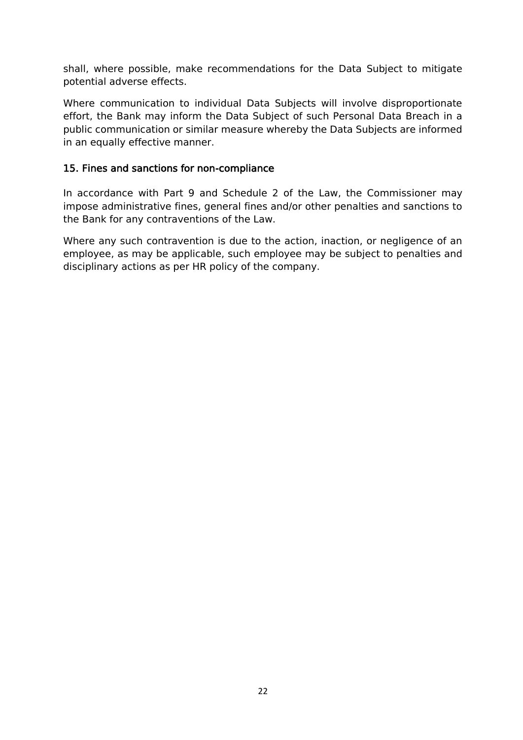shall, where possible, make recommendations for the Data Subject to mitigate potential adverse effects.

Where communication to individual Data Subjects will involve disproportionate effort, the Bank may inform the Data Subject of such Personal Data Breach in a public communication or similar measure whereby the Data Subjects are informed in an equally effective manner.

## 15. Fines and sanctions for non-compliance

In accordance with Part 9 and Schedule 2 of the Law, the Commissioner may impose administrative fines, general fines and/or other penalties and sanctions to the Bank for any contraventions of the Law.

Where any such contravention is due to the action, inaction, or negligence of an employee, as may be applicable, such employee may be subject to penalties and disciplinary actions as per HR policy of the company.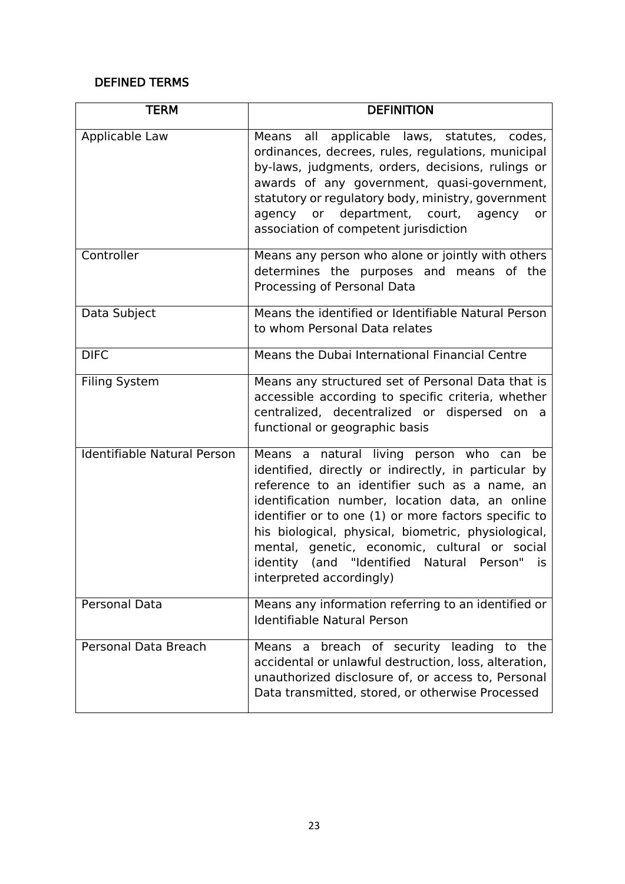## DEFINED TERMS

| TERM | DEFINITION |
| --- | --- |
| Applicable Law | Means all applicable laws, statutes, codes, ordinances, decrees, rules, regulations, municipal by-laws, judgments, orders, decisions, rulings or awards of any government, quasi-government, statutory or regulatory body, ministry, government agency or department, court, agency or association of competent jurisdiction |
| Controller | Means any person who alone or jointly with others determines the purposes and means of the Processing of Personal Data |
| Data Subject | Means the identified or Identifiable Natural Person to whom Personal Data relates |
| DIFC | Means the Dubai International Financial Centre |
| Filing System | Means any structured set of Personal Data that is accessible according to specific criteria, whether centralized, decentralized or dispersed on a functional or geographic basis |
| Identifiable Natural Person | Means a natural living person who can be identified, directly or indirectly, in particular by reference to an identifier such as a name, an identification number, location data, an online identifier or to one (1) or more factors specific to his biological, physical, biometric, physiological, mental, genetic, economic, cultural or social identity (and "Identified Natural Person" is interpreted accordingly) |
| Personal Data | Means any information referring to an identified or Identifiable Natural Person |
| Personal Data Breach | Means a breach of security leading to the accidental or unlawful destruction, loss, alteration, unauthorized disclosure of, or access to, Personal Data transmitted, stored, or otherwise Processed |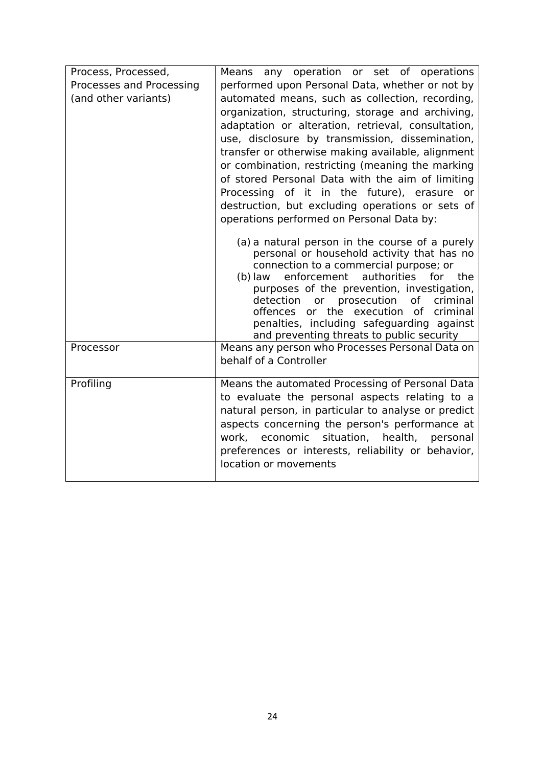| | |
|---|---|
| Process, Processed, Processes and Processing (and other variants) | Means any operation or set of operations performed upon Personal Data, whether or not by automated means, such as collection, recording, organization, structuring, storage and archiving, adaptation or alteration, retrieval, consultation, use, disclosure by transmission, dissemination, transfer or otherwise making available, alignment or combination, restricting (meaning the marking of stored Personal Data with the aim of limiting Processing of it in the future), erasure or destruction, but excluding operations or sets of operations performed on Personal Data by:<br><br>(a) a natural person in the course of a purely personal or household activity that has no connection to a commercial purpose; or<br>(b) law enforcement authorities for the purposes of the prevention, investigation, detection or prosecution of criminal offences or the execution of criminal penalties, including safeguarding against and preventing threats to public security |
| Processor | Means any person who Processes Personal Data on behalf of a Controller |
| Profiling | Means the automated Processing of Personal Data to evaluate the personal aspects relating to a natural person, in particular to analyse or predict aspects concerning the person's performance at work, economic situation, health, personal preferences or interests, reliability or behavior, location or movements |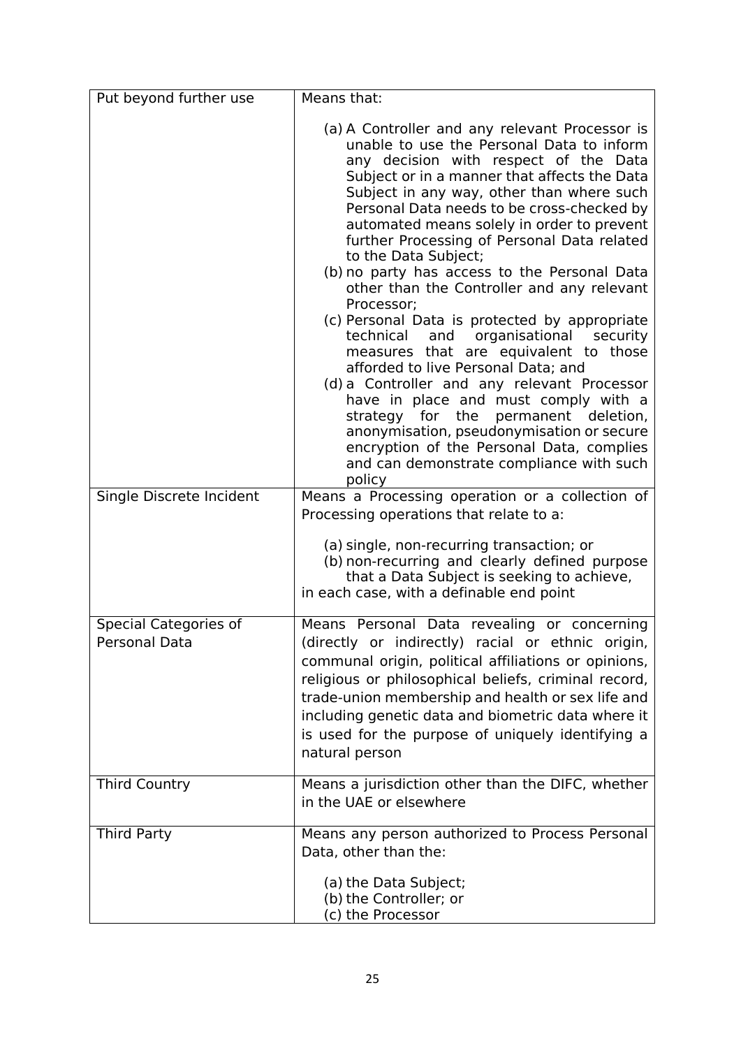| | |
|---|---|
| Put beyond further use | Means that:<br><br>(a) A Controller and any relevant Processor is unable to use the Personal Data to inform any decision with respect of the Data Subject or in a manner that affects the Data Subject in any way, other than where such Personal Data needs to be cross-checked by automated means solely in order to prevent further Processing of Personal Data related to the Data Subject;<br>(b) no party has access to the Personal Data other than the Controller and any relevant Processor;<br>(c) Personal Data is protected by appropriate technical and organisational security measures that are equivalent to those afforded to live Personal Data; and<br>(d) a Controller and any relevant Processor have in place and must comply with a strategy for the permanent deletion, anonymisation, pseudonymisation or secure encryption of the Personal Data, complies and can demonstrate compliance with such policy |
| Single Discrete Incident | Means a Processing operation or a collection of Processing operations that relate to a:<br><br>(a) single, non-recurring transaction; or<br>(b) non-recurring and clearly defined purpose that a Data Subject is seeking to achieve,<br>in each case, with a definable end point |
| Special Categories of Personal Data | Means Personal Data revealing or concerning (directly or indirectly) racial or ethnic origin, communal origin, political affiliations or opinions, religious or philosophical beliefs, criminal record, trade-union membership and health or sex life and including genetic data and biometric data where it is used for the purpose of uniquely identifying a natural person |
| Third Country | Means a jurisdiction other than the DIFC, whether in the UAE or elsewhere |
| Third Party | Means any person authorized to Process Personal Data, other than the:<br><br>(a) the Data Subject;<br>(b) the Controller; or<br>(c) the Processor |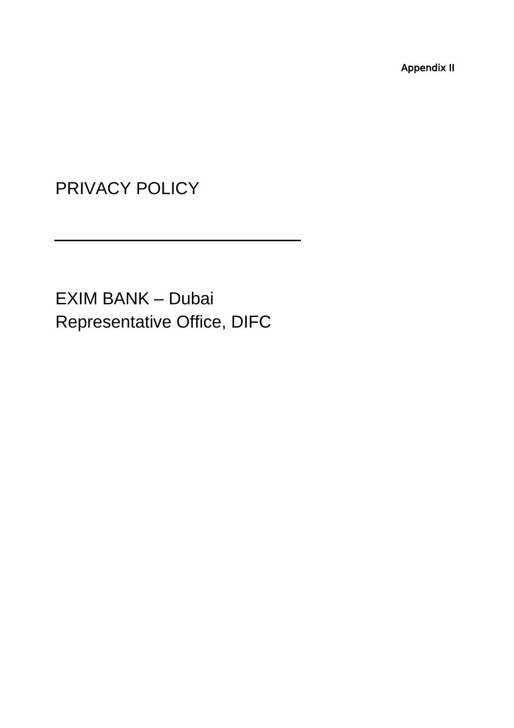Appendix II

# PRIVACY POLICY

---

EXIM BANK – Dubai
Representative Office, DIFC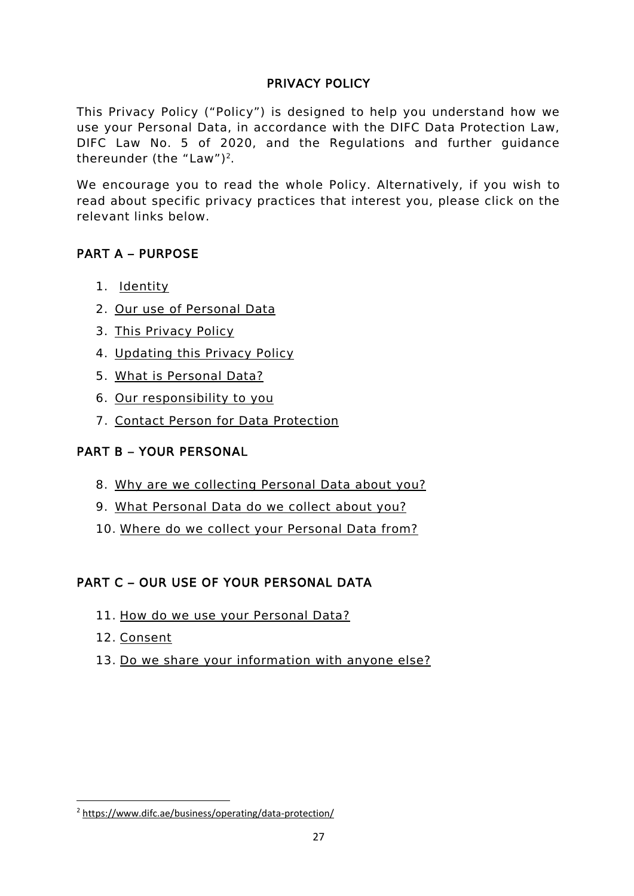# PRIVACY POLICY

This Privacy Policy ("Policy") is designed to help you understand how we use your Personal Data, in accordance with the DIFC Data Protection Law, DIFC Law No. 5 of 2020, and the Regulations and further guidance thereunder (the "Law")[2].

We encourage you to read the whole Policy. Alternatively, if you wish to read about specific privacy practices that interest you, please click on the relevant links below.

## PART A – PURPOSE

1. Identity
2. Our use of Personal Data
3. This Privacy Policy
4. Updating this Privacy Policy
5. What is Personal Data?
6. Our responsibility to you
7. Contact Person for Data Protection

## PART B – YOUR PERSONAL

8. Why are we collecting Personal Data about you?
9. What Personal Data do we collect about you?
10. Where do we collect your Personal Data from?

## PART C – OUR USE OF YOUR PERSONAL DATA

11. How do we use your Personal Data?
12. Consent
13. Do we share your information with anyone else?

---

[2] https://www.difc.ae/business/operating/data-protection/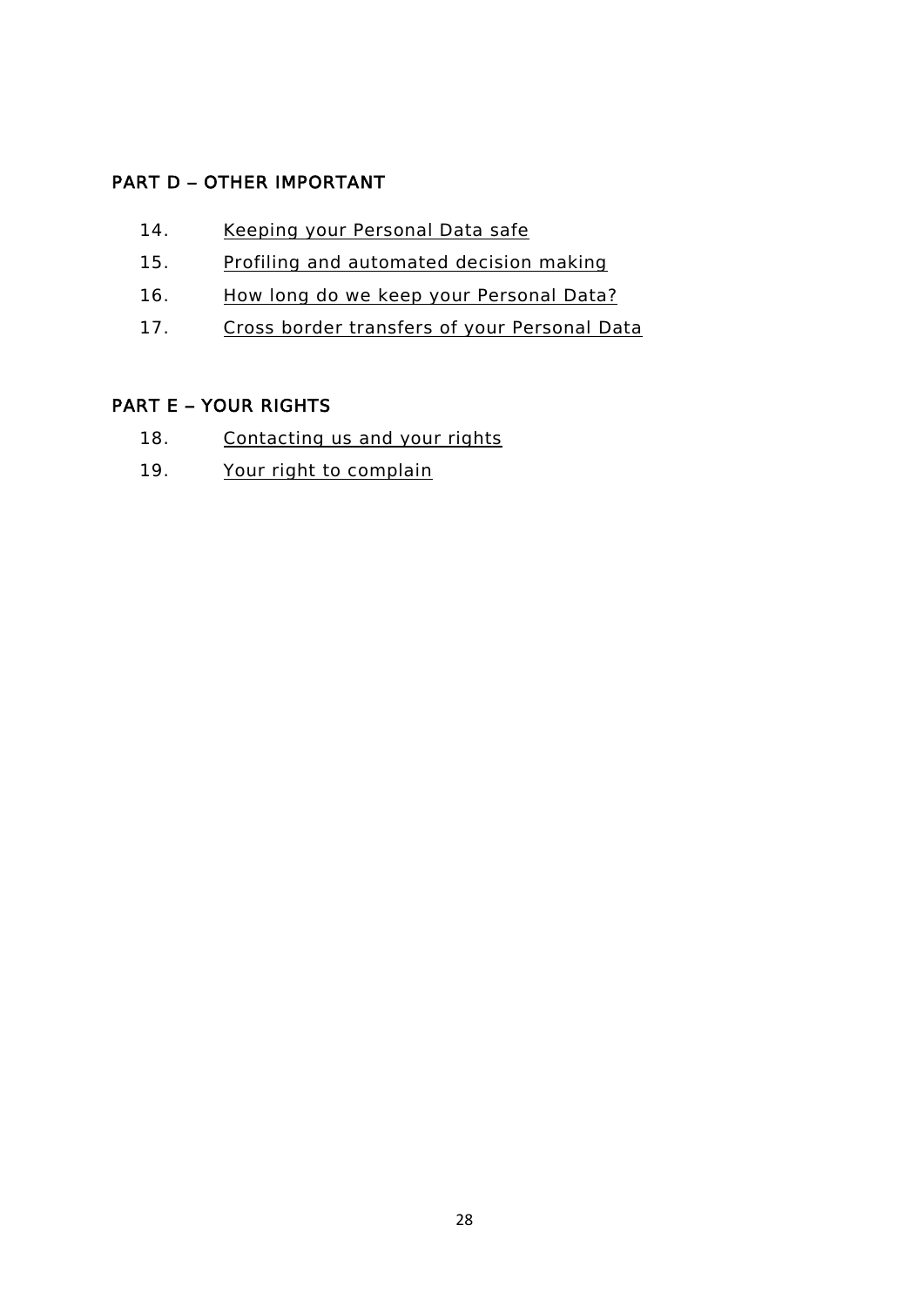## PART D – OTHER IMPORTANT

14. Keeping your Personal Data safe
15. Profiling and automated decision making
16. How long do we keep your Personal Data?
17. Cross border transfers of your Personal Data

## PART E – YOUR RIGHTS

18. Contacting us and your rights
19. Your right to complain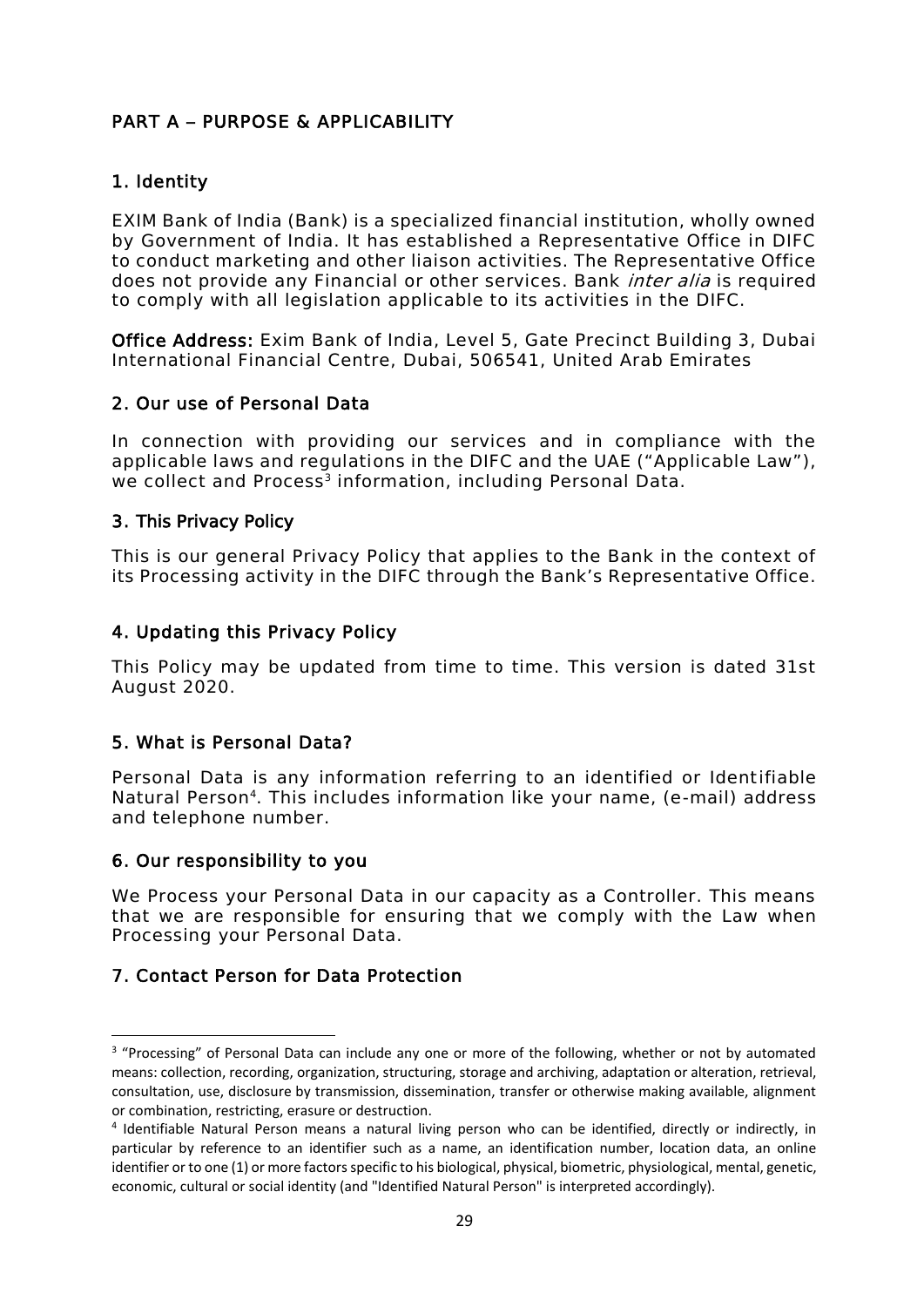## PART A – PURPOSE & APPLICABILITY

### 1. Identity

EXIM Bank of India (Bank) is a specialized financial institution, wholly owned by Government of India. It has established a Representative Office in DIFC to conduct marketing and other liaison activities. The Representative Office does not provide any Financial or other services. Bank *inter alia* is required to comply with all legislation applicable to its activities in the DIFC.

**Office Address:** Exim Bank of India, Level 5, Gate Precinct Building 3, Dubai International Financial Centre, Dubai, 506541, United Arab Emirates

### 2. Our use of Personal Data

In connection with providing our services and in compliance with the applicable laws and regulations in the DIFC and the UAE ("Applicable Law"), we collect and Process[3] information, including Personal Data.

### 3. This Privacy Policy

This is our general Privacy Policy that applies to the Bank in the context of its Processing activity in the DIFC through the Bank's Representative Office.

### 4. Updating this Privacy Policy

This Policy may be updated from time to time. This version is dated 31st August 2020.

### 5. What is Personal Data?

Personal Data is any information referring to an identified or Identifiable Natural Person[4]. This includes information like your name, (e-mail) address and telephone number.

### 6. Our responsibility to you

We Process your Personal Data in our capacity as a Controller. This means that we are responsible for ensuring that we comply with the Law when Processing your Personal Data.

### 7. Contact Person for Data Protection

---

[3] "Processing" of Personal Data can include any one or more of the following, whether or not by automated means: collection, recording, organization, structuring, storage and archiving, adaptation or alteration, retrieval, consultation, use, disclosure by transmission, dissemination, transfer or otherwise making available, alignment or combination, restricting, erasure or destruction.

[4] Identifiable Natural Person means a natural living person who can be identified, directly or indirectly, in particular by reference to an identifier such as a name, an identification number, location data, an online identifier or to one (1) or more factors specific to his biological, physical, biometric, physiological, mental, genetic, economic, cultural or social identity (and "Identified Natural Person" is interpreted accordingly).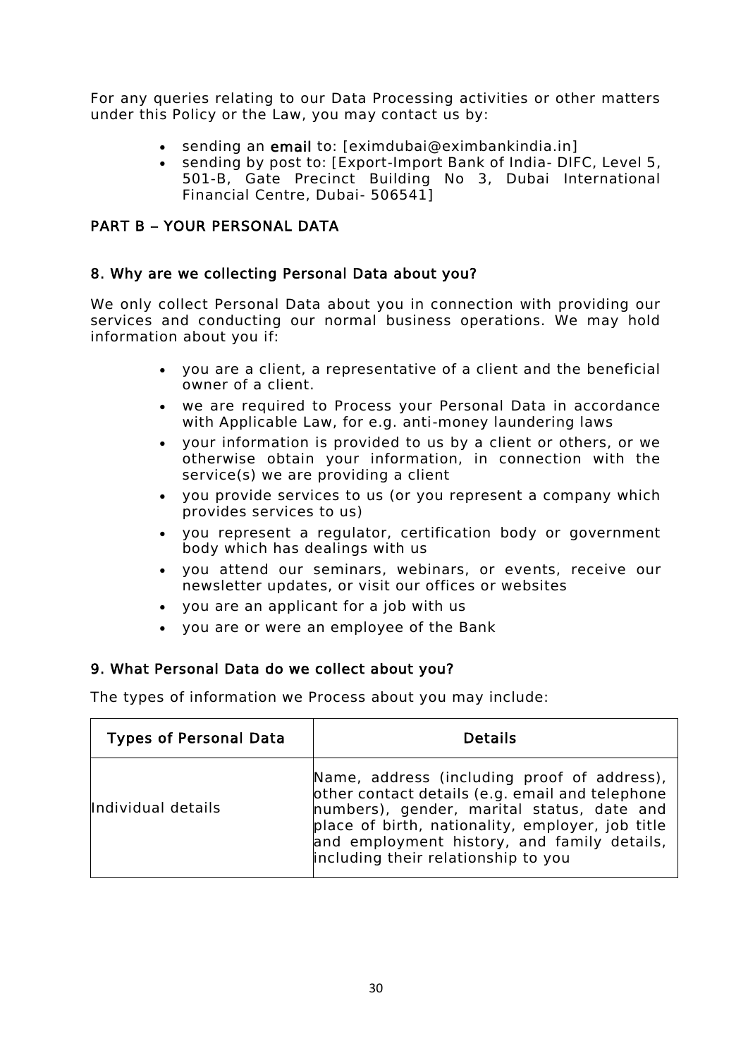For any queries relating to our Data Processing activities or other matters under this Policy or the Law, you may contact us by:

- sending an **email** to: [eximdubai@eximbankindia.in]
- sending by post to: [Export-Import Bank of India- DIFC, Level 5, 501-B, Gate Precinct Building No 3, Dubai International Financial Centre, Dubai- 506541]

## PART B – YOUR PERSONAL DATA

### 8. Why are we collecting Personal Data about you?

We only collect Personal Data about you in connection with providing our services and conducting our normal business operations. We may hold information about you if:

- you are a client, a representative of a client and the beneficial owner of a client.
- we are required to Process your Personal Data in accordance with Applicable Law, for e.g. anti-money laundering laws
- your information is provided to us by a client or others, or we otherwise obtain your information, in connection with the service(s) we are providing a client
- you provide services to us (or you represent a company which provides services to us)
- you represent a regulator, certification body or government body which has dealings with us
- you attend our seminars, webinars, or events, receive our newsletter updates, or visit our offices or websites
- you are an applicant for a job with us
- you are or were an employee of the Bank

### 9. What Personal Data do we collect about you?

The types of information we Process about you may include:

| Types of Personal Data | Details |
|---|---|
| Individual details | Name, address (including proof of address), other contact details (e.g. email and telephone numbers), gender, marital status, date and place of birth, nationality, employer, job title and employment history, and family details, including their relationship to you |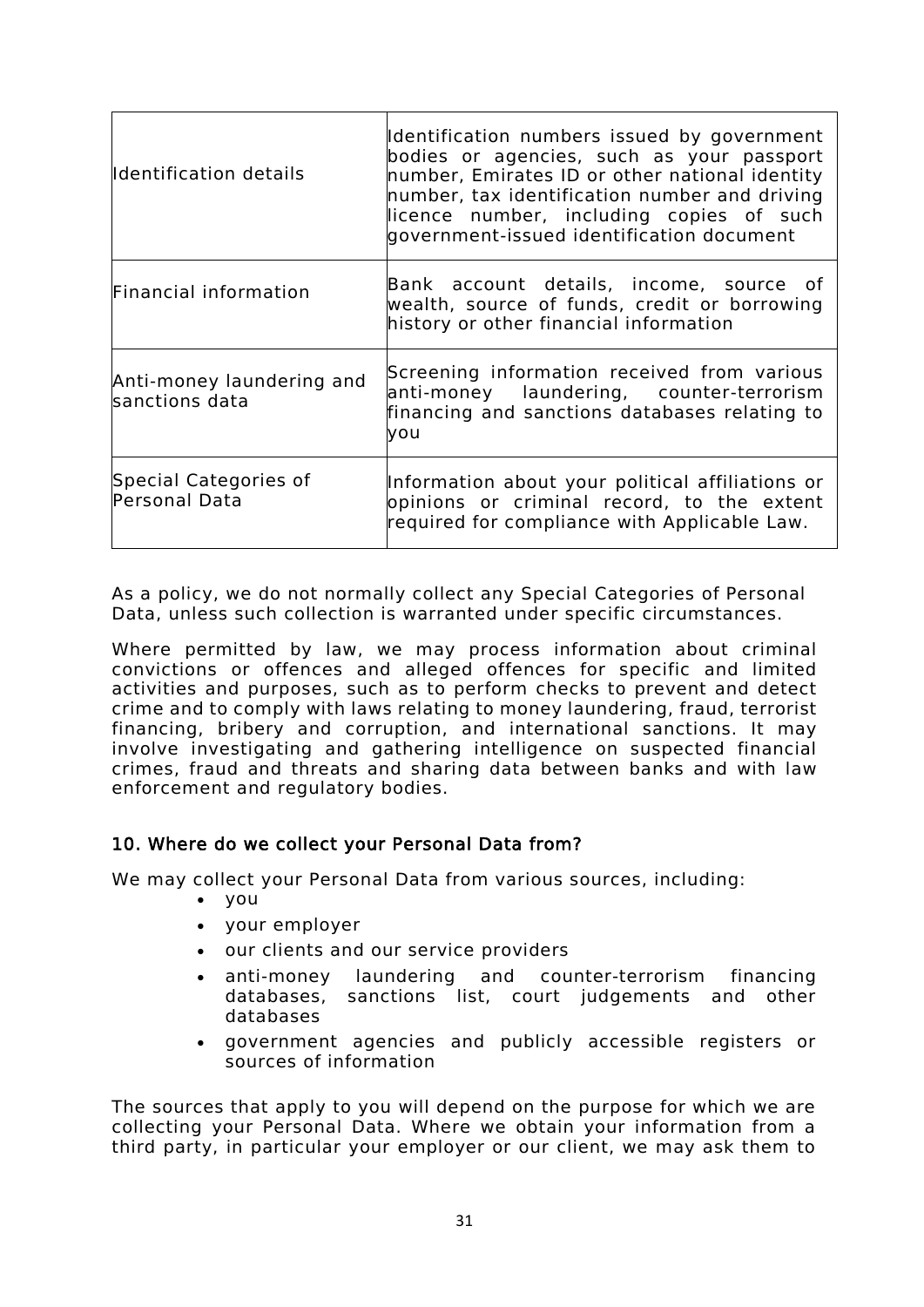| | |
|---|---|
| Identification details | Identification numbers issued by government bodies or agencies, such as your passport number, Emirates ID or other national identity number, tax identification number and driving licence number, including copies of such government-issued identification document |
| Financial information | Bank account details, income, source of wealth, source of funds, credit or borrowing history or other financial information |
| Anti-money laundering and sanctions data | Screening information received from various anti-money laundering, counter-terrorism financing and sanctions databases relating to you |
| Special Categories of Personal Data | Information about your political affiliations or opinions or criminal record, to the extent required for compliance with Applicable Law. |

As a policy, we do not normally collect any Special Categories of Personal Data, unless such collection is warranted under specific circumstances.

Where permitted by law, we may process information about criminal convictions or offences and alleged offences for specific and limited activities and purposes, such as to perform checks to prevent and detect crime and to comply with laws relating to money laundering, fraud, terrorist financing, bribery and corruption, and international sanctions. It may involve investigating and gathering intelligence on suspected financial crimes, fraud and threats and sharing data between banks and with law enforcement and regulatory bodies.

## 10. Where do we collect your Personal Data from?

We may collect your Personal Data from various sources, including:

- you
- your employer
- our clients and our service providers
- anti-money laundering and counter-terrorism financing databases, sanctions list, court judgements and other databases
- government agencies and publicly accessible registers or sources of information

The sources that apply to you will depend on the purpose for which we are collecting your Personal Data. Where we obtain your information from a third party, in particular your employer or our client, we may ask them to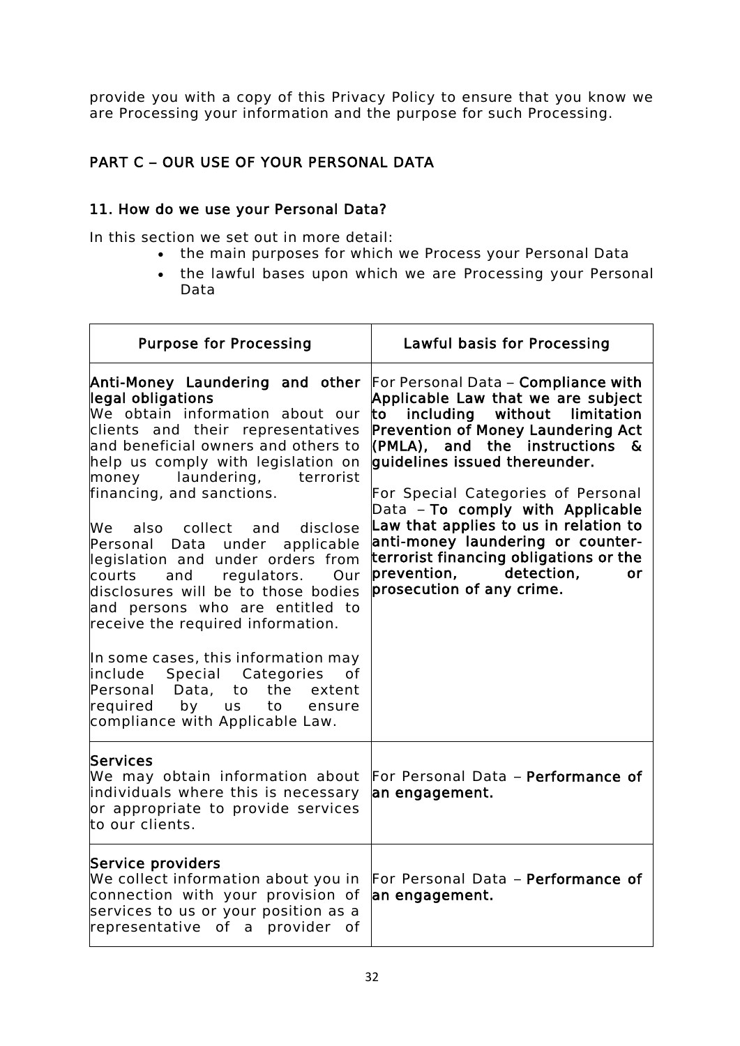provide you with a copy of this Privacy Policy to ensure that you know we are Processing your information and the purpose for such Processing.

## PART C – OUR USE OF YOUR PERSONAL DATA

### 11. How do we use your Personal Data?

In this section we set out in more detail:

- the main purposes for which we Process your Personal Data
- the lawful bases upon which we are Processing your Personal Data

| Purpose for Processing | Lawful basis for Processing |
|---|---|
| **Anti-Money Laundering and other legal obligations**<br>We obtain information about our clients and their representatives and beneficial owners and others to help us comply with legislation on money laundering, terrorist financing, and sanctions.<br><br>We also collect and disclose Personal Data under applicable legislation and under orders from courts and regulators. Our disclosures will be to those bodies and persons who are entitled to receive the required information.<br><br>In some cases, this information may include Special Categories of Personal Data, to the extent required by us to ensure compliance with Applicable Law. | For Personal Data – **Compliance with Applicable Law that we are subject to including without limitation Prevention of Money Laundering Act (PMLA), and the instructions & guidelines issued thereunder.**<br><br>For Special Categories of Personal Data – **To comply with Applicable Law that applies to us in relation to anti-money laundering or counter-terrorist financing obligations or the prevention, detection, or prosecution of any crime.** |
| **Services**<br>We may obtain information about individuals where this is necessary or appropriate to provide services to our clients. | For Personal Data – **Performance of an engagement.** |
| **Service providers**<br>We collect information about you in connection with your provision of services to us or your position as a representative of a provider of | For Personal Data – **Performance of an engagement.** |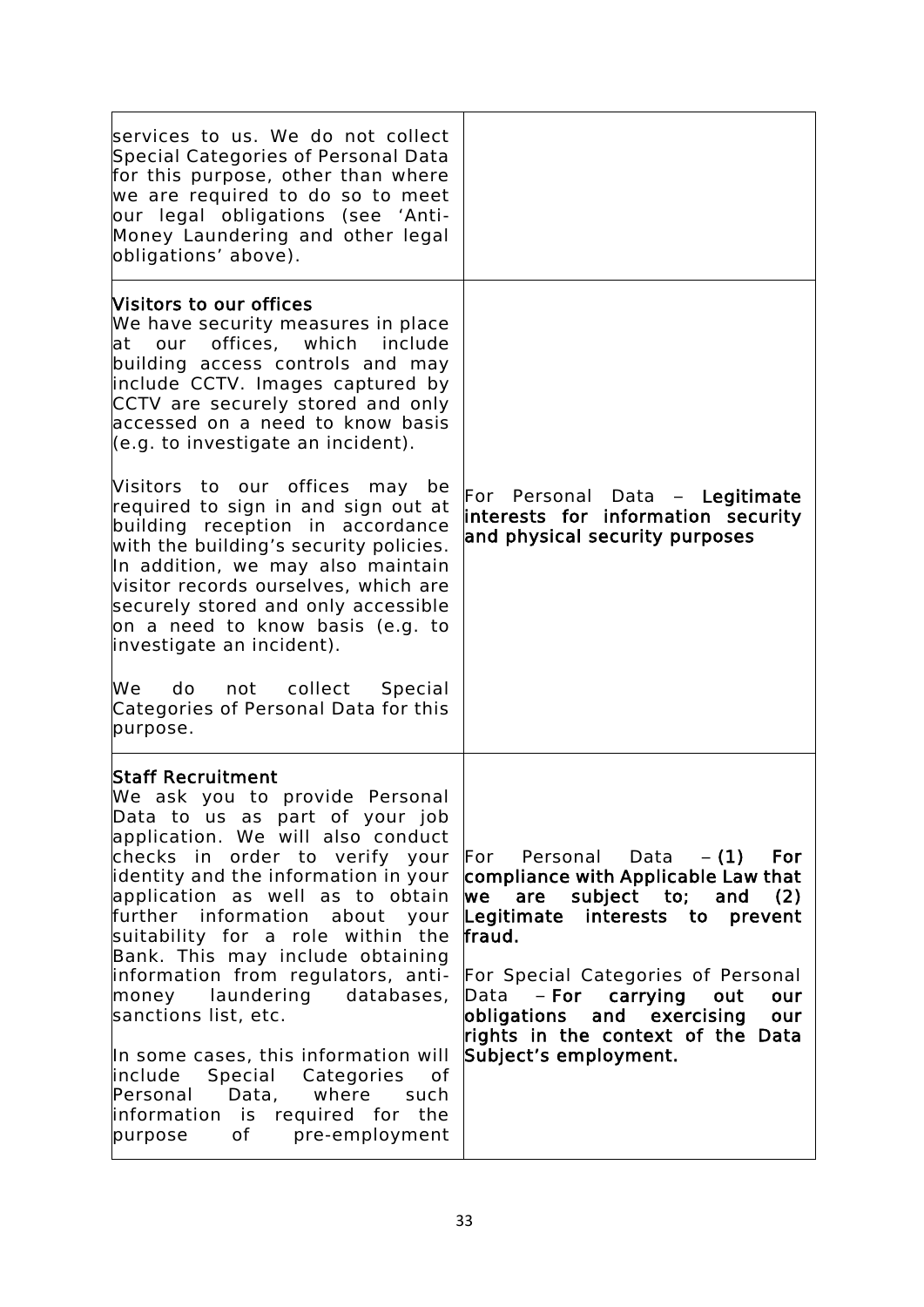| | |
|---|---|
| services to us. We do not collect Special Categories of Personal Data for this purpose, other than where we are required to do so to meet our legal obligations (see 'Anti-Money Laundering and other legal obligations' above). | |
| **Visitors to our offices**<br>We have security measures in place at our offices, which include building access controls and may include CCTV. Images captured by CCTV are securely stored and only accessed on a need to know basis (e.g. to investigate an incident).<br><br>Visitors to our offices may be required to sign in and sign out at building reception in accordance with the building's security policies. In addition, we may also maintain visitor records ourselves, which are securely stored and only accessible on a need to know basis (e.g. to investigate an incident).<br><br>We do not collect Special Categories of Personal Data for this purpose. | For Personal Data – **Legitimate interests for information security and physical security purposes** |
| **Staff Recruitment**<br>We ask you to provide Personal Data to us as part of your job application. We will also conduct checks in order to verify your identity and the information in your application as well as to obtain further information about your suitability for a role within the Bank. This may include obtaining information from regulators, anti-money laundering databases, sanctions list, etc.<br><br>In some cases, this information will include Special Categories of Personal Data, where such information is required for the purpose of pre-employment | For Personal Data – **(1) For compliance with Applicable Law that we are subject to; and (2) Legitimate interests to prevent fraud.**<br><br>For Special Categories of Personal Data – **For carrying out our obligations and exercising our rights in the context of the Data Subject's employment.** |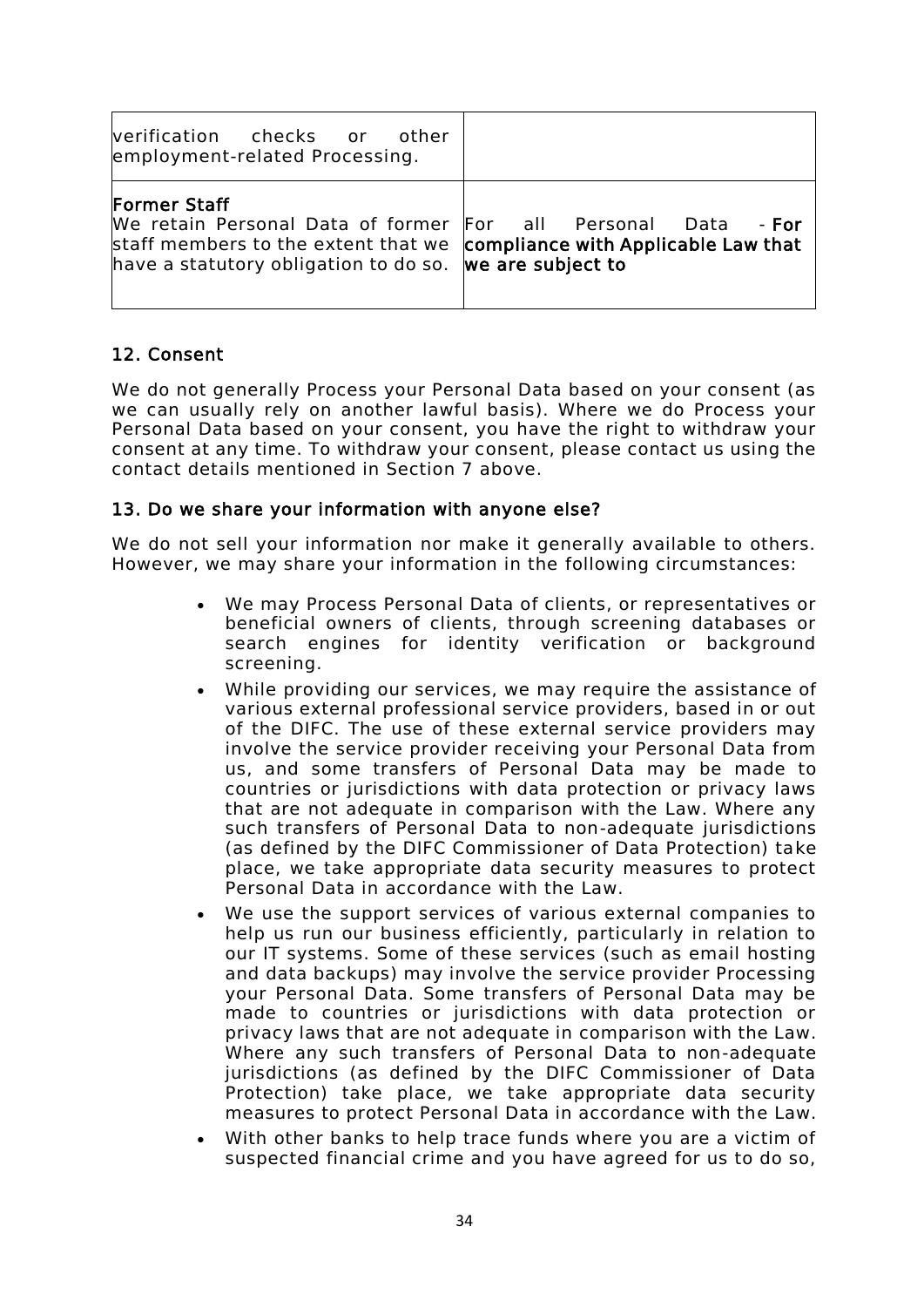| | |
|---|---|
| verification checks or other employment-related Processing. | |
| **Former Staff**<br>We retain Personal Data of former staff members to the extent that we have a statutory obligation to do so. | For all Personal Data - **For compliance with Applicable Law that we are subject to** |

## 12. Consent

We do not generally Process your Personal Data based on your consent (as we can usually rely on another lawful basis). Where we do Process your Personal Data based on your consent, you have the right to withdraw your consent at any time. To withdraw your consent, please contact us using the contact details mentioned in Section 7 above.

## 13. Do we share your information with anyone else?

We do not sell your information nor make it generally available to others. However, we may share your information in the following circumstances:

- We may Process Personal Data of clients, or representatives or beneficial owners of clients, through screening databases or search engines for identity verification or background screening.
- While providing our services, we may require the assistance of various external professional service providers, based in or out of the DIFC. The use of these external service providers may involve the service provider receiving your Personal Data from us, and some transfers of Personal Data may be made to countries or jurisdictions with data protection or privacy laws that are not adequate in comparison with the Law. Where any such transfers of Personal Data to non-adequate jurisdictions (as defined by the DIFC Commissioner of Data Protection) take place, we take appropriate data security measures to protect Personal Data in accordance with the Law.
- We use the support services of various external companies to help us run our business efficiently, particularly in relation to our IT systems. Some of these services (such as email hosting and data backups) may involve the service provider Processing your Personal Data. Some transfers of Personal Data may be made to countries or jurisdictions with data protection or privacy laws that are not adequate in comparison with the Law. Where any such transfers of Personal Data to non-adequate jurisdictions (as defined by the DIFC Commissioner of Data Protection) take place, we take appropriate data security measures to protect Personal Data in accordance with the Law.
- With other banks to help trace funds where you are a victim of suspected financial crime and you have agreed for us to do so,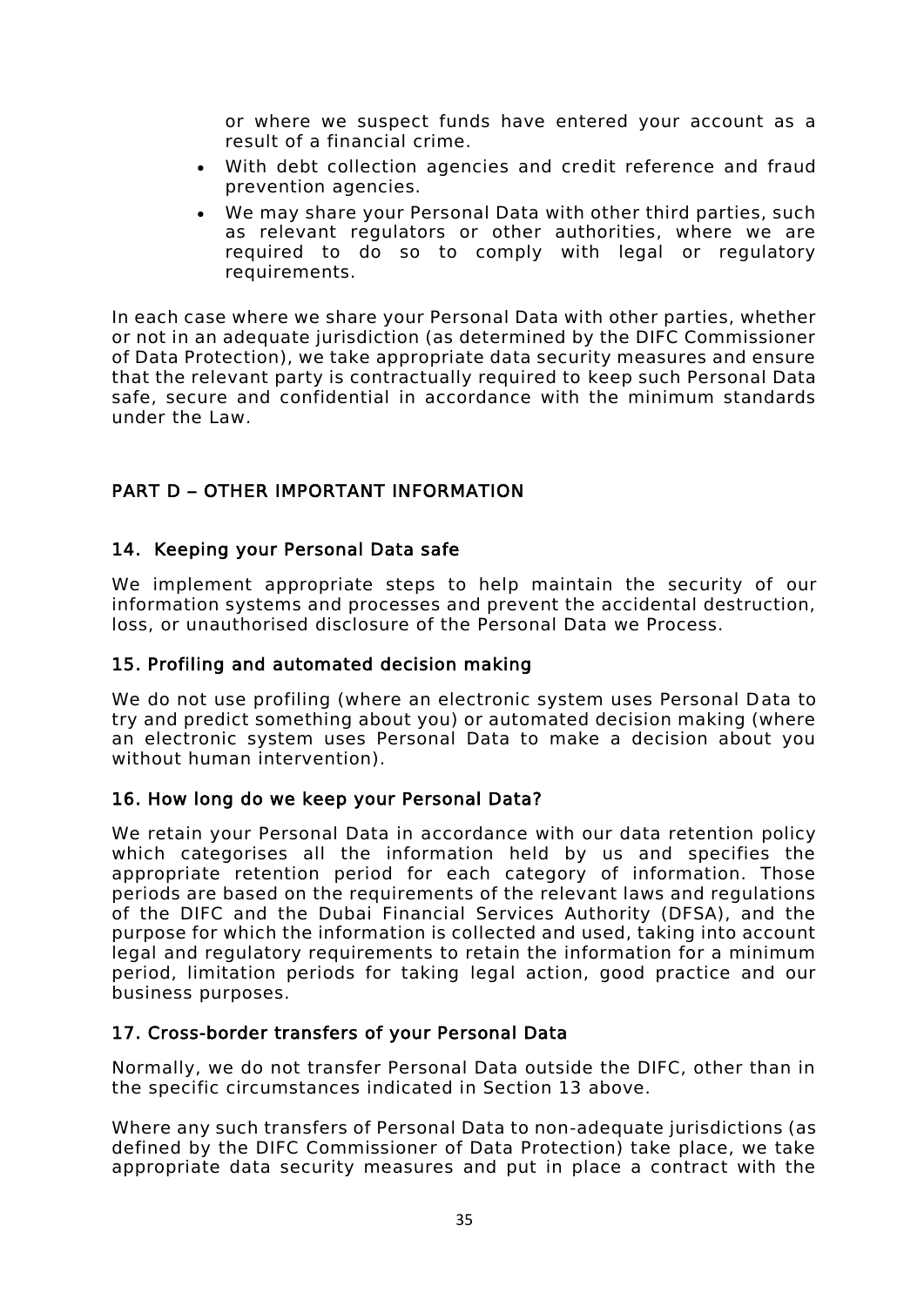or where we suspect funds have entered your account as a result of a financial crime.

- With debt collection agencies and credit reference and fraud prevention agencies.
- We may share your Personal Data with other third parties, such as relevant regulators or other authorities, where we are required to do so to comply with legal or regulatory requirements.

In each case where we share your Personal Data with other parties, whether or not in an adequate jurisdiction (as determined by the DIFC Commissioner of Data Protection), we take appropriate data security measures and ensure that the relevant party is contractually required to keep such Personal Data safe, secure and confidential in accordance with the minimum standards under the Law.

## PART D – OTHER IMPORTANT INFORMATION

### 14. Keeping your Personal Data safe

We implement appropriate steps to help maintain the security of our information systems and processes and prevent the accidental destruction, loss, or unauthorised disclosure of the Personal Data we Process.

### 15. Profiling and automated decision making

We do not use profiling (where an electronic system uses Personal Data to try and predict something about you) or automated decision making (where an electronic system uses Personal Data to make a decision about you without human intervention).

### 16. How long do we keep your Personal Data?

We retain your Personal Data in accordance with our data retention policy which categorises all the information held by us and specifies the appropriate retention period for each category of information. Those periods are based on the requirements of the relevant laws and regulations of the DIFC and the Dubai Financial Services Authority (DFSA), and the purpose for which the information is collected and used, taking into account legal and regulatory requirements to retain the information for a minimum period, limitation periods for taking legal action, good practice and our business purposes.

### 17. Cross-border transfers of your Personal Data

Normally, we do not transfer Personal Data outside the DIFC, other than in the specific circumstances indicated in Section 13 above.

Where any such transfers of Personal Data to non-adequate jurisdictions (as defined by the DIFC Commissioner of Data Protection) take place, we take appropriate data security measures and put in place a contract with the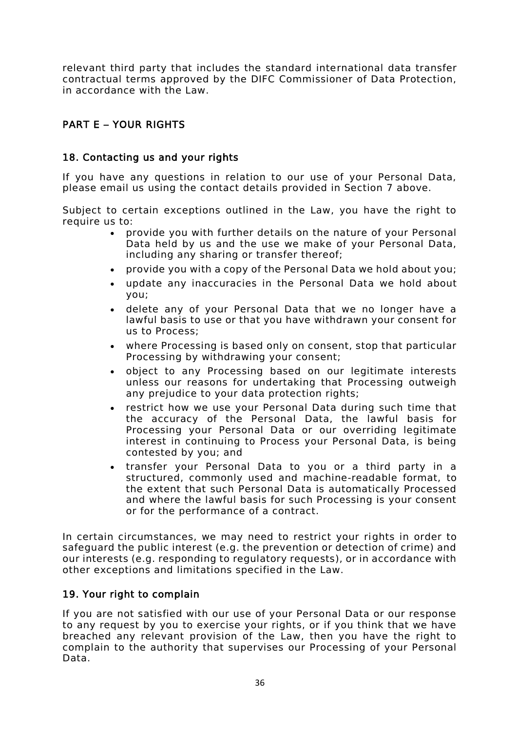relevant third party that includes the standard international data transfer contractual terms approved by the DIFC Commissioner of Data Protection, in accordance with the Law.

## PART E – YOUR RIGHTS

### 18. Contacting us and your rights

If you have any questions in relation to our use of your Personal Data, please email us using the contact details provided in Section 7 above.

Subject to certain exceptions outlined in the Law, you have the right to require us to:

- provide you with further details on the nature of your Personal Data held by us and the use we make of your Personal Data, including any sharing or transfer thereof;
- provide you with a copy of the Personal Data we hold about you;
- update any inaccuracies in the Personal Data we hold about you;
- delete any of your Personal Data that we no longer have a lawful basis to use or that you have withdrawn your consent for us to Process;
- where Processing is based only on consent, stop that particular Processing by withdrawing your consent;
- object to any Processing based on our legitimate interests unless our reasons for undertaking that Processing outweigh any prejudice to your data protection rights;
- restrict how we use your Personal Data during such time that the accuracy of the Personal Data, the lawful basis for Processing your Personal Data or our overriding legitimate interest in continuing to Process your Personal Data, is being contested by you; and
- transfer your Personal Data to you or a third party in a structured, commonly used and machine-readable format, to the extent that such Personal Data is automatically Processed and where the lawful basis for such Processing is your consent or for the performance of a contract.

In certain circumstances, we may need to restrict your rights in order to safeguard the public interest (e.g. the prevention or detection of crime) and our interests (e.g. responding to regulatory requests), or in accordance with other exceptions and limitations specified in the Law.

### 19. Your right to complain

If you are not satisfied with our use of your Personal Data or our response to any request by you to exercise your rights, or if you think that we have breached any relevant provision of the Law, then you have the right to complain to the authority that supervises our Processing of your Personal Data.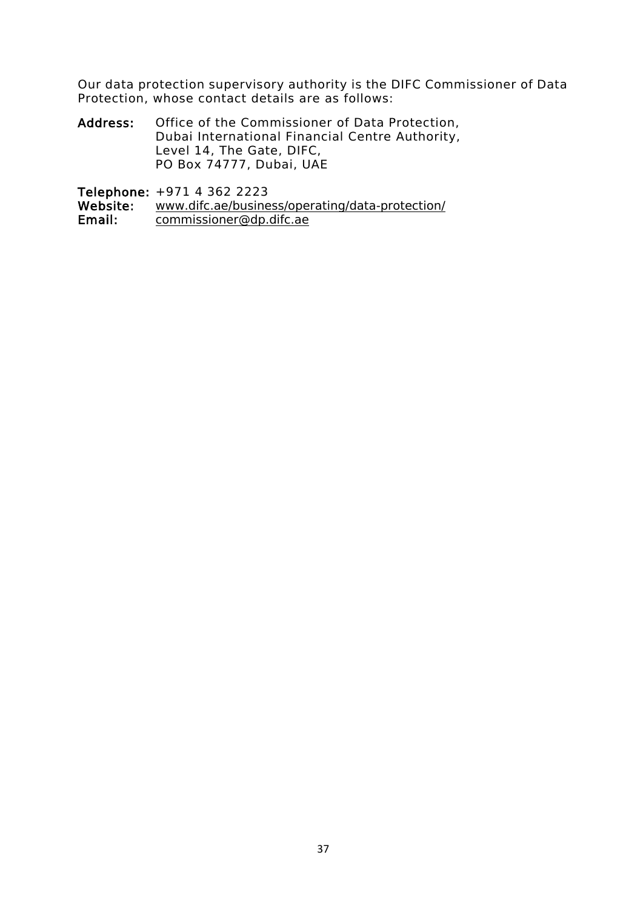Our data protection supervisory authority is the DIFC Commissioner of Data Protection, whose contact details are as follows:

**Address:** Office of the Commissioner of Data Protection,
Dubai International Financial Centre Authority,
Level 14, The Gate, DIFC,
PO Box 74777, Dubai, UAE

**Telephone:** +971 4 362 2223
**Website:** www.difc.ae/business/operating/data-protection/
**Email:** commissioner@dp.difc.ae